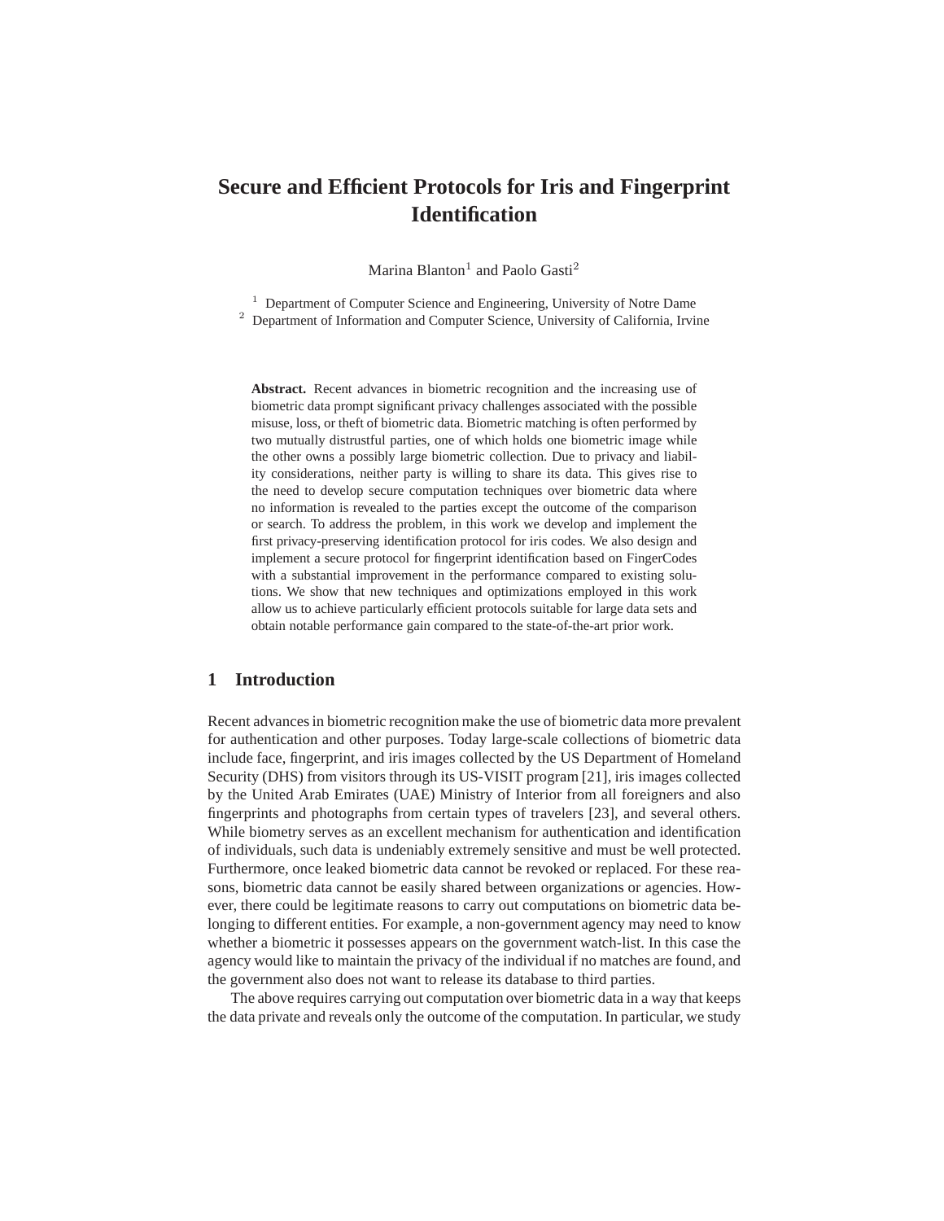# Secure and Efficient Protocols for Iris and Fingerprint Identification

Marina Blanton[1] and Paolo Gasti[2]

[1] Department of Computer Science and Engineering, University of Notre Dame
[2] Department of Information and Computer Science, University of California, Irvine

**Abstract.** Recent advances in biometric recognition and the increasing use of biometric data prompt significant privacy challenges associated with the possible misuse, loss, or theft of biometric data. Biometric matching is often performed by two mutually distrustful parties, one of which holds one biometric image while the other owns a possibly large biometric collection. Due to privacy and liability considerations, neither party is willing to share its data. This gives rise to the need to develop secure computation techniques over biometric data where no information is revealed to the parties except the outcome of the comparison or search. To address the problem, in this work we develop and implement the first privacy-preserving identification protocol for iris codes. We also design and implement a secure protocol for fingerprint identification based on FingerCodes with a substantial improvement in the performance compared to existing solutions. We show that new techniques and optimizations employed in this work allow us to achieve particularly efficient protocols suitable for large data sets and obtain notable performance gain compared to the state-of-the-art prior work.

## 1 Introduction

Recent advances in biometric recognition make the use of biometric data more prevalent for authentication and other purposes. Today large-scale collections of biometric data include face, fingerprint, and iris images collected by the US Department of Homeland Security (DHS) from visitors through its US-VISIT program [21], iris images collected by the United Arab Emirates (UAE) Ministry of Interior from all foreigners and also fingerprints and photographs from certain types of travelers [23], and several others. While biometry serves as an excellent mechanism for authentication and identification of individuals, such data is undeniably extremely sensitive and must be well protected. Furthermore, once leaked biometric data cannot be revoked or replaced. For these reasons, biometric data cannot be easily shared between organizations or agencies. However, there could be legitimate reasons to carry out computations on biometric data belonging to different entities. For example, a non-government agency may need to know whether a biometric it possesses appears on the government watch-list. In this case the agency would like to maintain the privacy of the individual if no matches are found, and the government also does not want to release its database to third parties.

The above requires carrying out computation over biometric data in a way that keeps the data private and reveals only the outcome of the computation. In particular, we study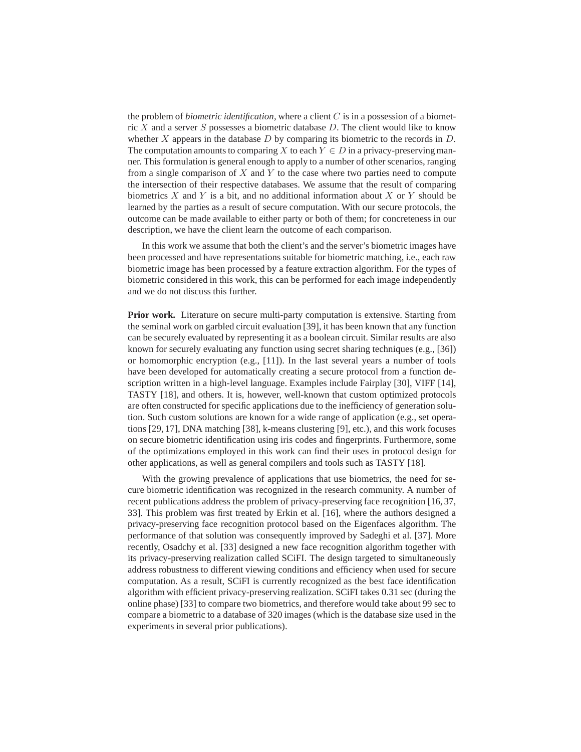the problem of *biometric identification*, where a client $C$ is in a possession of a biometric $X$ and a server $S$ possesses a biometric database $D$. The client would like to know whether $X$ appears in the database $D$ by comparing its biometric to the records in $D$. The computation amounts to comparing $X$ to each $Y \in D$ in a privacy-preserving manner. This formulation is general enough to apply to a number of other scenarios, ranging from a single comparison of $X$ and $Y$ to the case where two parties need to compute the intersection of their respective databases. We assume that the result of comparing biometrics $X$ and $Y$ is a bit, and no additional information about $X$ or $Y$ should be learned by the parties as a result of secure computation. With our secure protocols, the outcome can be made available to either party or both of them; for concreteness in our description, we have the client learn the outcome of each comparison.

In this work we assume that both the client's and the server's biometric images have been processed and have representations suitable for biometric matching, i.e., each raw biometric image has been processed by a feature extraction algorithm. For the types of biometric considered in this work, this can be performed for each image independently and we do not discuss this further.

**Prior work.** Literature on secure multi-party computation is extensive. Starting from the seminal work on garbled circuit evaluation [39], it has been known that any function can be securely evaluated by representing it as a boolean circuit. Similar results are also known for securely evaluating any function using secret sharing techniques (e.g., [36]) or homomorphic encryption (e.g., [11]). In the last several years a number of tools have been developed for automatically creating a secure protocol from a function description written in a high-level language. Examples include Fairplay [30], VIFF [14], TASTY [18], and others. It is, however, well-known that custom optimized protocols are often constructed for specific applications due to the inefficiency of generation solution. Such custom solutions are known for a wide range of application (e.g., set operations [29, 17], DNA matching [38], k-means clustering [9], etc.), and this work focuses on secure biometric identification using iris codes and fingerprints. Furthermore, some of the optimizations employed in this work can find their uses in protocol design for other applications, as well as general compilers and tools such as TASTY [18].

With the growing prevalence of applications that use biometrics, the need for secure biometric identification was recognized in the research community. A number of recent publications address the problem of privacy-preserving face recognition [16, 37, 33]. This problem was first treated by Erkin et al. [16], where the authors designed a privacy-preserving face recognition protocol based on the Eigenfaces algorithm. The performance of that solution was consequently improved by Sadeghi et al. [37]. More recently, Osadchy et al. [33] designed a new face recognition algorithm together with its privacy-preserving realization called SCiFI. The design targeted to simultaneously address robustness to different viewing conditions and efficiency when used for secure computation. As a result, SCiFI is currently recognized as the best face identification algorithm with efficient privacy-preserving realization. SCiFI takes 0.31 sec (during the online phase) [33] to compare two biometrics, and therefore would take about 99 sec to compare a biometric to a database of 320 images (which is the database size used in the experiments in several prior publications).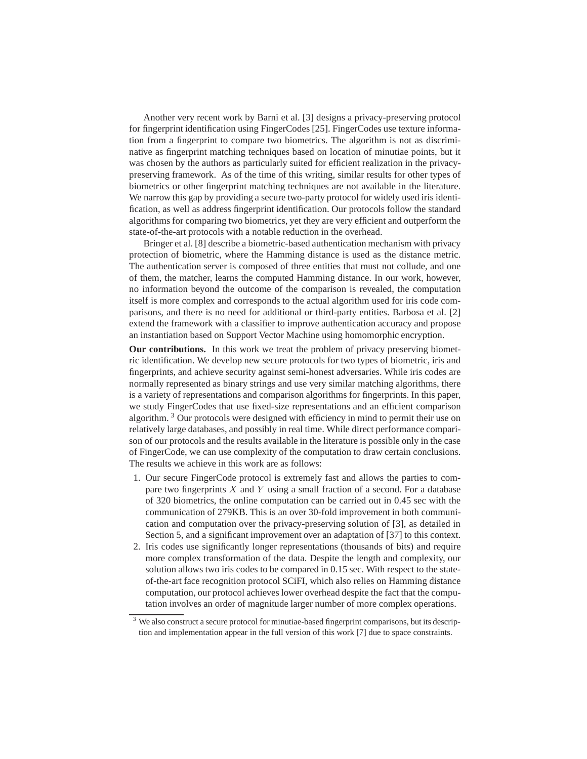Another very recent work by Barni et al. [3] designs a privacy-preserving protocol for fingerprint identification using FingerCodes [25]. FingerCodes use texture information from a fingerprint to compare two biometrics. The algorithm is not as discriminative as fingerprint matching techniques based on location of minutiae points, but it was chosen by the authors as particularly suited for efficient realization in the privacy-preserving framework. As of the time of this writing, similar results for other types of biometrics or other fingerprint matching techniques are not available in the literature. We narrow this gap by providing a secure two-party protocol for widely used iris identification, as well as address fingerprint identification. Our protocols follow the standard algorithms for comparing two biometrics, yet they are very efficient and outperform the state-of-the-art protocols with a notable reduction in the overhead.

Bringer et al. [8] describe a biometric-based authentication mechanism with privacy protection of biometric, where the Hamming distance is used as the distance metric. The authentication server is composed of three entities that must not collude, and one of them, the matcher, learns the computed Hamming distance. In our work, however, no information beyond the outcome of the comparison is revealed, the computation itself is more complex and corresponds to the actual algorithm used for iris code comparisons, and there is no need for additional or third-party entities. Barbosa et al. [2] extend the framework with a classifier to improve authentication accuracy and propose an instantiation based on Support Vector Machine using homomorphic encryption.

**Our contributions.** In this work we treat the problem of privacy preserving biometric identification. We develop new secure protocols for two types of biometric, iris and fingerprints, and achieve security against semi-honest adversaries. While iris codes are normally represented as binary strings and use very similar matching algorithms, there is a variety of representations and comparison algorithms for fingerprints. In this paper, we study FingerCodes that use fixed-size representations and an efficient comparison algorithm. [3] Our protocols were designed with efficiency in mind to permit their use on relatively large databases, and possibly in real time. While direct performance comparison of our protocols and the results available in the literature is possible only in the case of FingerCode, we can use complexity of the computation to draw certain conclusions. The results we achieve in this work are as follows:

1. Our secure FingerCode protocol is extremely fast and allows the parties to compare two fingerprints $X$ and $Y$ using a small fraction of a second. For a database of 320 biometrics, the online computation can be carried out in 0.45 sec with the communication of 279KB. This is an over 30-fold improvement in both communication and computation over the privacy-preserving solution of [3], as detailed in Section 5, and a significant improvement over an adaptation of [37] to this context.
2. Iris codes use significantly longer representations (thousands of bits) and require more complex transformation of the data. Despite the length and complexity, our solution allows two iris codes to be compared in 0.15 sec. With respect to the state-of-the-art face recognition protocol SCiFI, which also relies on Hamming distance computation, our protocol achieves lower overhead despite the fact that the computation involves an order of magnitude larger number of more complex operations.

[3] We also construct a secure protocol for minutiae-based fingerprint comparisons, but its description and implementation appear in the full version of this work [7] due to space constraints.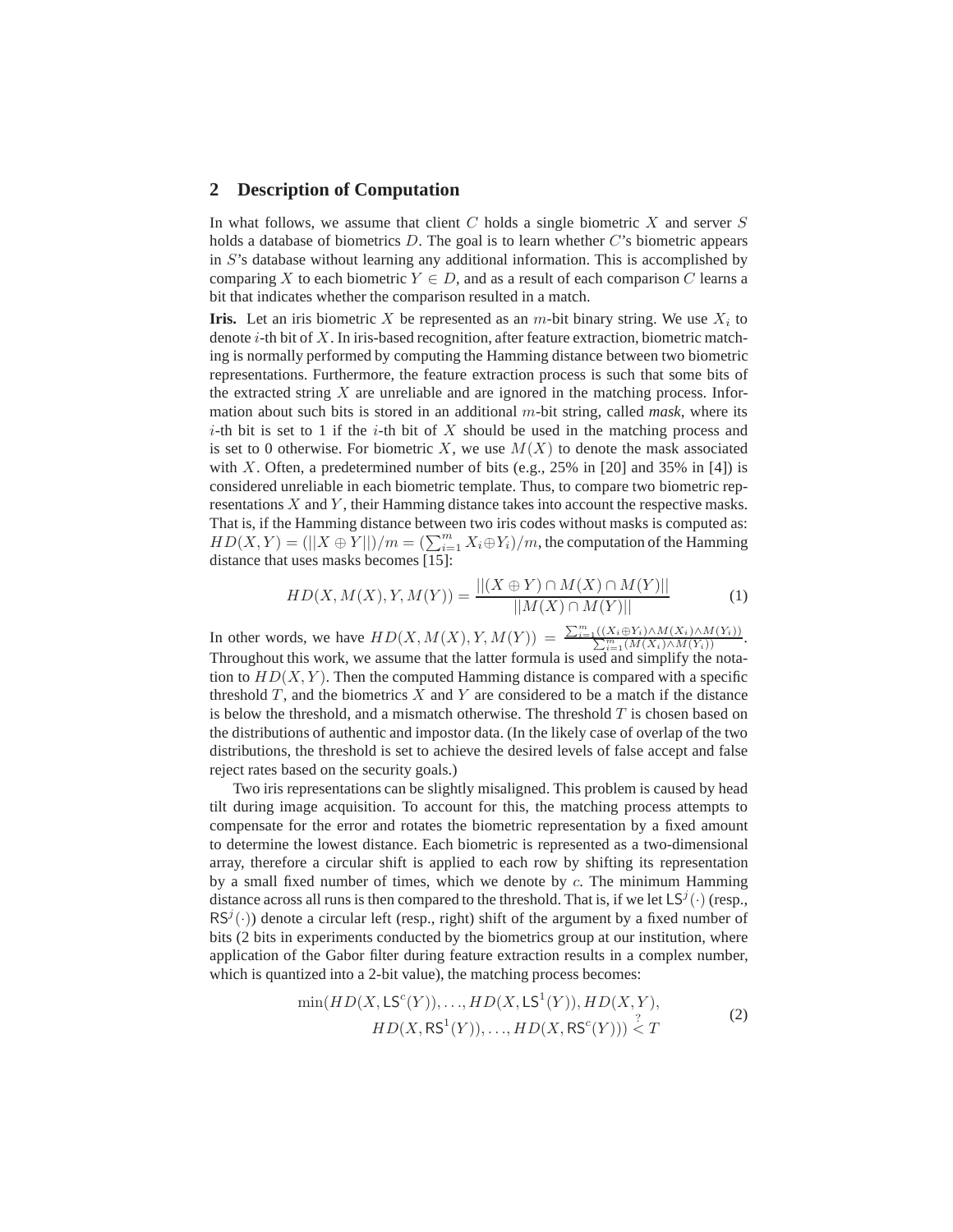## 2 Description of Computation

In what follows, we assume that client $C$ holds a single biometric $X$ and server $S$ holds a database of biometrics $D$. The goal is to learn whether $C$'s biometric appears in $S$'s database without learning any additional information. This is accomplished by comparing $X$ to each biometric $Y \in D$, and as a result of each comparison $C$ learns a bit that indicates whether the comparison resulted in a match.

**Iris.** Let an iris biometric $X$ be represented as an $m$-bit binary string. We use $X_i$ to denote $i$-th bit of $X$. In iris-based recognition, after feature extraction, biometric matching is normally performed by computing the Hamming distance between two biometric representations. Furthermore, the feature extraction process is such that some bits of the extracted string $X$ are unreliable and are ignored in the matching process. Information about such bits is stored in an additional $m$-bit string, called *mask*, where its $i$-th bit is set to 1 if the $i$-th bit of $X$ should be used in the matching process and is set to 0 otherwise. For biometric $X$, we use $M(X)$ to denote the mask associated with $X$. Often, a predetermined number of bits (e.g., 25% in [20] and 35% in [4]) is considered unreliable in each biometric template. Thus, to compare two biometric representations $X$ and $Y$, their Hamming distance takes into account the respective masks. That is, if the Hamming distance between two iris codes without masks is computed as: $HD(X,Y) = (||X \oplus Y||)/m = (\sum_{i=1}^{m} X_i \oplus Y_i)/m$, the computation of the Hamming distance that uses masks becomes [15]:

$$HD(X, M(X), Y, M(Y)) = \frac{||(X \oplus Y) \cap M(X) \cap M(Y)||}{||M(X) \cap M(Y)||} \tag{1}$$

In other words, we have $HD(X, M(X), Y, M(Y)) = \frac{\sum_{i=1}^{m}((X_i \oplus Y_i) \wedge M(X_i) \wedge M(Y_i))}{\sum_{i=1}^{m}(M(X_i) \wedge M(Y_i))}$. Throughout this work, we assume that the latter formula is used and simplify the notation to $HD(X,Y)$. Then the computed Hamming distance is compared with a specific threshold $T$, and the biometrics $X$ and $Y$ are considered to be a match if the distance is below the threshold, and a mismatch otherwise. The threshold $T$ is chosen based on the distributions of authentic and impostor data. (In the likely case of overlap of the two distributions, the threshold is set to achieve the desired levels of false accept and false reject rates based on the security goals.)

Two iris representations can be slightly misaligned. This problem is caused by head tilt during image acquisition. To account for this, the matching process attempts to compensate for the error and rotates the biometric representation by a fixed amount to determine the lowest distance. Each biometric is represented as a two-dimensional array, therefore a circular shift is applied to each row by shifting its representation by a small fixed number of times, which we denote by $c$. The minimum Hamming distance across all runs is then compared to the threshold. That is, if we let $\mathsf{LS}^j(\cdot)$ (resp., $\mathsf{RS}^j(\cdot)$) denote a circular left (resp., right) shift of the argument by a fixed number of bits (2 bits in experiments conducted by the biometrics group at our institution, where application of the Gabor filter during feature extraction results in a complex number, which is quantized into a 2-bit value), the matching process becomes:

$$\begin{aligned} \min(HD(X, \mathsf{LS}^c(Y)), \ldots, HD(X, \mathsf{LS}^1(Y)), HD(X,Y), \\ HD(X, \mathsf{RS}^1(Y)), \ldots, HD(X, \mathsf{RS}^c(Y))) \stackrel{?}{<} T \end{aligned} \tag{2}$$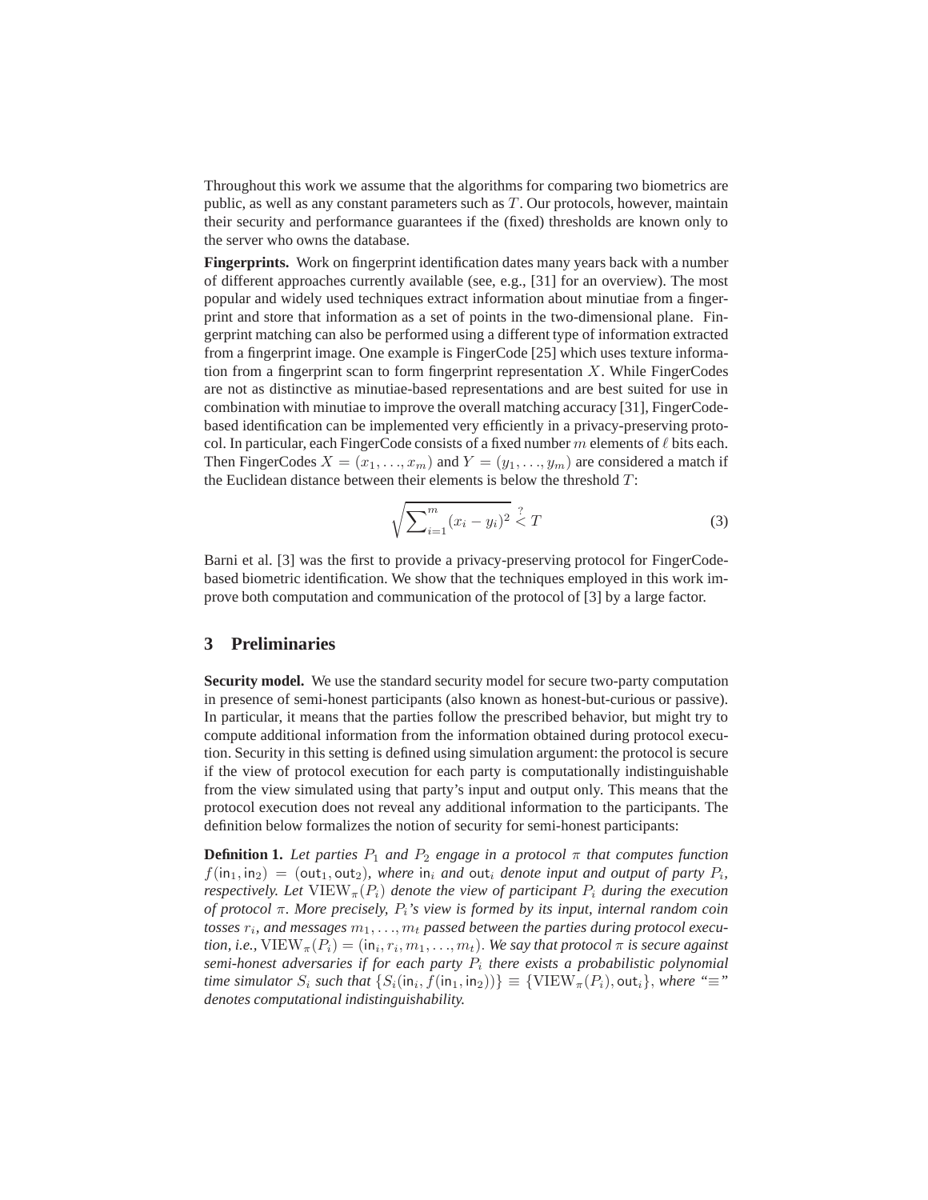Throughout this work we assume that the algorithms for comparing two biometrics are public, as well as any constant parameters such as $T$. Our protocols, however, maintain their security and performance guarantees if the (fixed) thresholds are known only to the server who owns the database.

**Fingerprints.** Work on fingerprint identification dates many years back with a number of different approaches currently available (see, e.g., [31] for an overview). The most popular and widely used techniques extract information about minutiae from a fingerprint and store that information as a set of points in the two-dimensional plane. Fingerprint matching can also be performed using a different type of information extracted from a fingerprint image. One example is FingerCode [25] which uses texture information from a fingerprint scan to form fingerprint representation $X$. While FingerCodes are not as distinctive as minutiae-based representations and are best suited for use in combination with minutiae to improve the overall matching accuracy [31], FingerCode-based identification can be implemented very efficiently in a privacy-preserving protocol. In particular, each FingerCode consists of a fixed number $m$ elements of $\ell$ bits each. Then FingerCodes $X = (x_1, \ldots, x_m)$ and $Y = (y_1, \ldots, y_m)$ are considered a match if the Euclidean distance between their elements is below the threshold $T$:

$$\sqrt{\sum_{i=1}^{m} (x_i - y_i)^2} \stackrel{?}{<} T \tag{3}$$

Barni et al. [3] was the first to provide a privacy-preserving protocol for FingerCode-based biometric identification. We show that the techniques employed in this work improve both computation and communication of the protocol of [3] by a large factor.

## 3 Preliminaries

**Security model.** We use the standard security model for secure two-party computation in presence of semi-honest participants (also known as honest-but-curious or passive). In particular, it means that the parties follow the prescribed behavior, but might try to compute additional information from the information obtained during protocol execution. Security in this setting is defined using simulation argument: the protocol is secure if the view of protocol execution for each party is computationally indistinguishable from the view simulated using that party's input and output only. This means that the protocol execution does not reveal any additional information to the participants. The definition below formalizes the notion of security for semi-honest participants:

**Definition 1.** *Let parties $P_1$ and $P_2$ engage in a protocol $\pi$ that computes function $f(\mathsf{in}_1, \mathsf{in}_2) = (\mathsf{out}_1, \mathsf{out}_2)$, where $\mathsf{in}_i$ and $\mathsf{out}_i$ denote input and output of party $P_i$, respectively. Let $\mathrm{VIEW}_\pi(P_i)$ denote the view of participant $P_i$ during the execution of protocol $\pi$. More precisely, $P_i$'s view is formed by its input, internal random coin tosses $r_i$, and messages $m_1, \ldots, m_t$ passed between the parties during protocol execution, i.e., $\mathrm{VIEW}_\pi(P_i) = (\mathsf{in}_i, r_i, m_1, \ldots, m_t)$. We say that protocol $\pi$ is secure against semi-honest adversaries if for each party $P_i$ there exists a probabilistic polynomial time simulator $S_i$ such that $\{S_i(\mathsf{in}_i, f(\mathsf{in}_1, \mathsf{in}_2))\} \equiv \{\mathrm{VIEW}_\pi(P_i), \mathsf{out}_i\}$, where "$\equiv$" denotes computational indistinguishability.*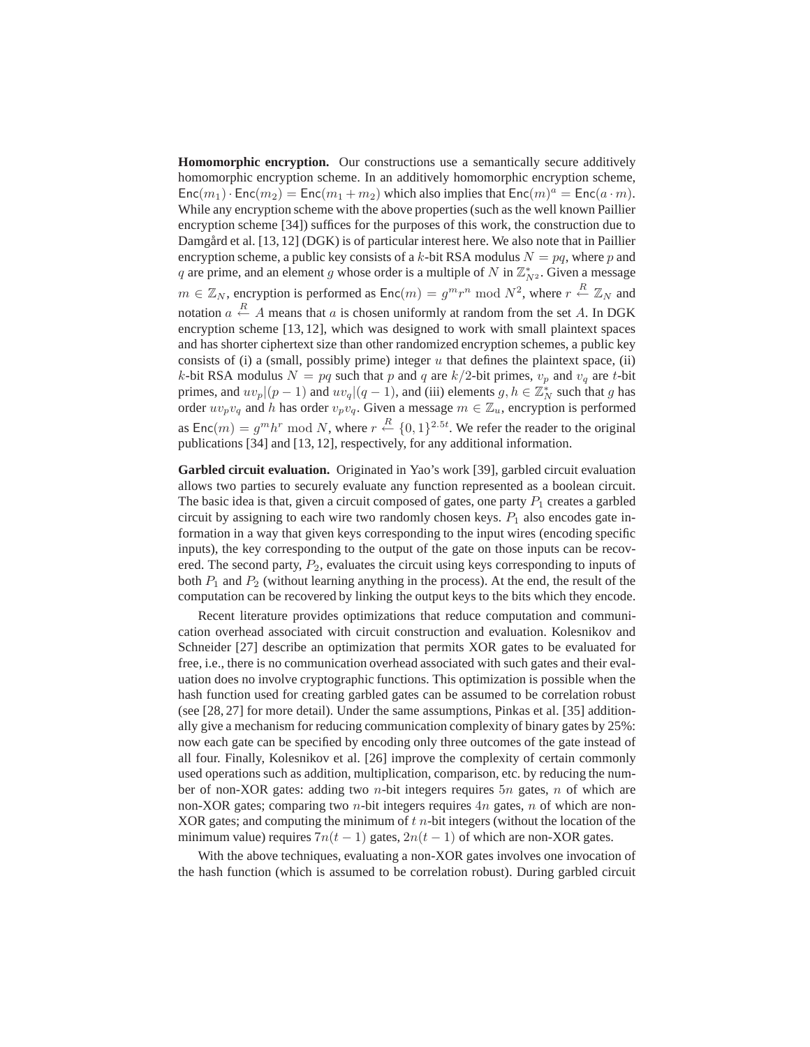**Homomorphic encryption.** Our constructions use a semantically secure additively homomorphic encryption scheme. In an additively homomorphic encryption scheme, $\mathsf{Enc}(m_1) \cdot \mathsf{Enc}(m_2) = \mathsf{Enc}(m_1 + m_2)$ which also implies that $\mathsf{Enc}(m)^a = \mathsf{Enc}(a \cdot m)$. While any encryption scheme with the above properties (such as the well known Paillier encryption scheme [34]) suffices for the purposes of this work, the construction due to Damgård et al. [13, 12] (DGK) is of particular interest here. We also note that in Paillier encryption scheme, a public key consists of a $k$-bit RSA modulus $N = pq$, where $p$ and $q$ are prime, and an element $g$ whose order is a multiple of $N$ in $\mathbb{Z}^*_{N^2}$. Given a message $m \in \mathbb{Z}_N$, encryption is performed as $\mathsf{Enc}(m) = g^m r^n \bmod N^2$, where $r \overset{R}{\leftarrow} \mathbb{Z}_N$ and notation $a \overset{R}{\leftarrow} A$ means that $a$ is chosen uniformly at random from the set $A$. In DGK encryption scheme [13, 12], which was designed to work with small plaintext spaces and has shorter ciphertext size than other randomized encryption schemes, a public key consists of (i) a (small, possibly prime) integer $u$ that defines the plaintext space, (ii) $k$-bit RSA modulus $N = pq$ such that $p$ and $q$ are $k/2$-bit primes, $v_p$ and $v_q$ are $t$-bit primes, and $uv_p|(p-1)$ and $uv_q|(q-1)$, and (iii) elements $g, h \in \mathbb{Z}^*_N$ such that $g$ has order $uv_pv_q$ and $h$ has order $v_pv_q$. Given a message $m \in \mathbb{Z}_u$, encryption is performed as $\mathsf{Enc}(m) = g^m h^r \bmod N$, where $r \overset{R}{\leftarrow} \{0,1\}^{2.5t}$. We refer the reader to the original publications [34] and [13, 12], respectively, for any additional information.

**Garbled circuit evaluation.** Originated in Yao's work [39], garbled circuit evaluation allows two parties to securely evaluate any function represented as a boolean circuit. The basic idea is that, given a circuit composed of gates, one party $P_1$ creates a garbled circuit by assigning to each wire two randomly chosen keys. $P_1$ also encodes gate information in a way that given keys corresponding to the input wires (encoding specific inputs), the key corresponding to the output of the gate on those inputs can be recovered. The second party, $P_2$, evaluates the circuit using keys corresponding to inputs of both $P_1$ and $P_2$ (without learning anything in the process). At the end, the result of the computation can be recovered by linking the output keys to the bits which they encode.

Recent literature provides optimizations that reduce computation and communication overhead associated with circuit construction and evaluation. Kolesnikov and Schneider [27] describe an optimization that permits XOR gates to be evaluated for free, i.e., there is no communication overhead associated with such gates and their evaluation does no involve cryptographic functions. This optimization is possible when the hash function used for creating garbled gates can be assumed to be correlation robust (see [28, 27] for more detail). Under the same assumptions, Pinkas et al. [35] additionally give a mechanism for reducing communication complexity of binary gates by 25%: now each gate can be specified by encoding only three outcomes of the gate instead of all four. Finally, Kolesnikov et al. [26] improve the complexity of certain commonly used operations such as addition, multiplication, comparison, etc. by reducing the number of non-XOR gates: adding two $n$-bit integers requires $5n$ gates, $n$ of which are non-XOR gates; comparing two $n$-bit integers requires $4n$ gates, $n$ of which are non-XOR gates; and computing the minimum of $t$ $n$-bit integers (without the location of the minimum value) requires $7n(t-1)$ gates, $2n(t-1)$ of which are non-XOR gates.

With the above techniques, evaluating a non-XOR gates involves one invocation of the hash function (which is assumed to be correlation robust). During garbled circuit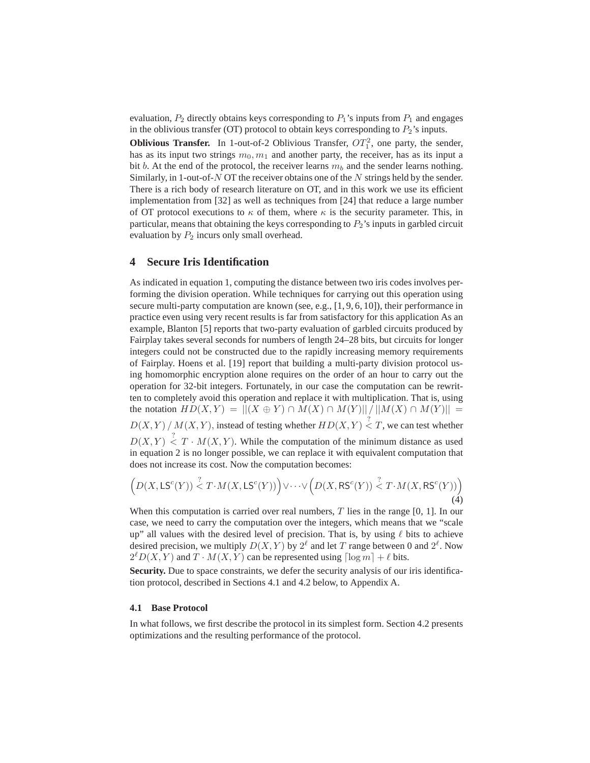evaluation, $P_2$ directly obtains keys corresponding to $P_1$'s inputs from $P_1$ and engages in the oblivious transfer (OT) protocol to obtain keys corresponding to $P_2$'s inputs.

**Oblivious Transfer.** In 1-out-of-2 Oblivious Transfer, $OT_1^2$, one party, the sender, has as its input two strings $m_0, m_1$ and another party, the receiver, has as its input a bit $b$. At the end of the protocol, the receiver learns $m_b$ and the sender learns nothing. Similarly, in 1-out-of-$N$ OT the receiver obtains one of the $N$ strings held by the sender. There is a rich body of research literature on OT, and in this work we use its efficient implementation from [32] as well as techniques from [24] that reduce a large number of OT protocol executions to $\kappa$ of them, where $\kappa$ is the security parameter. This, in particular, means that obtaining the keys corresponding to $P_2$'s inputs in garbled circuit evaluation by $P_2$ incurs only small overhead.

## 4 Secure Iris Identification

As indicated in equation 1, computing the distance between two iris codes involves performing the division operation. While techniques for carrying out this operation using secure multi-party computation are known (see, e.g., [1, 9, 6, 10]), their performance in practice even using very recent results is far from satisfactory for this application As an example, Blanton [5] reports that two-party evaluation of garbled circuits produced by Fairplay takes several seconds for numbers of length 24–28 bits, but circuits for longer integers could not be constructed due to the rapidly increasing memory requirements of Fairplay. Hoens et al. [19] report that building a multi-party division protocol using homomorphic encryption alone requires on the order of an hour to carry out the operation for 32-bit integers. Fortunately, in our case the computation can be rewritten to completely avoid this operation and replace it with multiplication. That is, using the notation $HD(X,Y) = ||(X \oplus Y) \cap M(X) \cap M(Y)|| \,/\, ||M(X) \cap M(Y)|| = D(X,Y) \,/\, M(X,Y)$, instead of testing whether $HD(X,Y) \overset{?}{<} T$, we can test whether $D(X,Y) \overset{?}{<} T \cdot M(X,Y)$. While the computation of the minimum distance as used in equation 2 is no longer possible, we can replace it with equivalent computation that does not increase its cost. Now the computation becomes:

$$\Big(D(X, \mathsf{LS}^c(Y)) \overset{?}{<} T \cdot M(X, \mathsf{LS}^c(Y))\Big) \vee \cdots \vee \Big(D(X, \mathsf{RS}^c(Y)) \overset{?}{<} T \cdot M(X, \mathsf{RS}^c(Y))\Big) \tag{4}$$

When this computation is carried over real numbers, $T$ lies in the range [0, 1]. In our case, we need to carry the computation over the integers, which means that we "scale up" all values with the desired level of precision. That is, by using $\ell$ bits to achieve desired precision, we multiply $D(X,Y)$ by $2^\ell$ and let $T$ range between 0 and $2^\ell$. Now $2^\ell D(X,Y)$ and $T \cdot M(X,Y)$ can be represented using $\lceil \log m \rceil + \ell$ bits.

**Security.** Due to space constraints, we defer the security analysis of our iris identification protocol, described in Sections 4.1 and 4.2 below, to Appendix A.

### 4.1 Base Protocol

In what follows, we first describe the protocol in its simplest form. Section 4.2 presents optimizations and the resulting performance of the protocol.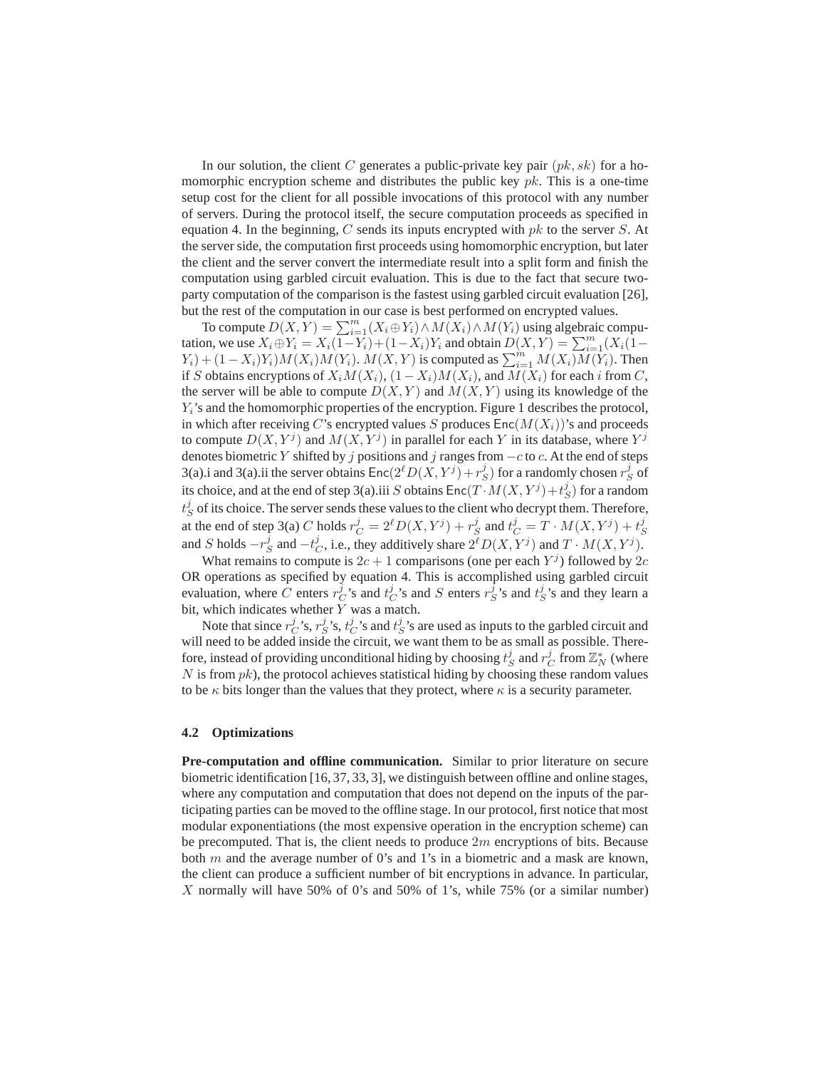In our solution, the client $C$ generates a public-private key pair $(pk, sk)$ for a homomorphic encryption scheme and distributes the public key $pk$. This is a one-time setup cost for the client for all possible invocations of this protocol with any number of servers. During the protocol itself, the secure computation proceeds as specified in equation 4. In the beginning, $C$ sends its inputs encrypted with $pk$ to the server $S$. At the server side, the computation first proceeds using homomorphic encryption, but later the client and the server convert the intermediate result into a split form and finish the computation using garbled circuit evaluation. This is due to the fact that secure two-party computation of the comparison is the fastest using garbled circuit evaluation [26], but the rest of the computation in our case is best performed on encrypted values.

To compute $D(X,Y) = \sum_{i=1}^{m}(X_i \oplus Y_i) \wedge M(X_i) \wedge M(Y_i)$ using algebraic computation, we use $X_i \oplus Y_i = X_i(1-Y_i)+(1-X_i)Y_i$ and obtain $D(X,Y) = \sum_{i=1}^{m}(X_i(1-Y_i)+(1-X_i)Y_i)M(X_i)M(Y_i)$. $M(X,Y)$ is computed as $\sum_{i=1}^{m} M(X_i)M(Y_i)$. Then if $S$ obtains encryptions of $X_i M(X_i)$, $(1-X_i)M(X_i)$, and $M(X_i)$ for each $i$ from $C$, the server will be able to compute $D(X,Y)$ and $M(X,Y)$ using its knowledge of the $Y_i$'s and the homomorphic properties of the encryption. Figure 1 describes the protocol, in which after receiving $C$'s encrypted values $S$ produces $\mathsf{Enc}(M(X_i))$'s and proceeds to compute $D(X,Y^j)$ and $M(X,Y^j)$ in parallel for each $Y$ in its database, where $Y^j$ denotes biometric $Y$ shifted by $j$ positions and $j$ ranges from $-c$ to $c$. At the end of steps 3(a).i and 3(a).ii the server obtains $\mathsf{Enc}(2^{\ell}D(X,Y^j)+r_S^j)$ for a randomly chosen $r_S^j$ of its choice, and at the end of step 3(a).iii $S$ obtains $\mathsf{Enc}(T \cdot M(X,Y^j)+t_S^j)$ for a random $t_S^j$ of its choice. The server sends these values to the client who decrypt them. Therefore, at the end of step 3(a) $C$ holds $r_C^j = 2^{\ell}D(X,Y^j)+r_S^j$ and $t_C^j = T \cdot M(X,Y^j)+t_S^j$ and $S$ holds $-r_S^j$ and $-t_C^j$, i.e., they additively share $2^{\ell}D(X,Y^j)$ and $T \cdot M(X,Y^j)$.

What remains to compute is $2c+1$ comparisons (one per each $Y^j$) followed by $2c$ OR operations as specified by equation 4. This is accomplished using garbled circuit evaluation, where $C$ enters $r_C^j$'s and $t_C^j$'s and $S$ enters $r_S^j$'s and $t_S^j$'s and they learn a bit, which indicates whether $Y$ was a match.

Note that since $r_C^j$'s, $r_S^j$'s, $t_C^j$'s and $t_S^j$'s are used as inputs to the garbled circuit and will need to be added inside the circuit, we want them to be as small as possible. Therefore, instead of providing unconditional hiding by choosing $t_S^j$ and $r_C^j$ from $\mathbb{Z}_N^*$ (where $N$ is from $pk$), the protocol achieves statistical hiding by choosing these random values to be $\kappa$ bits longer than the values that they protect, where $\kappa$ is a security parameter.

### 4.2 Optimizations

**Pre-computation and offline communication.** Similar to prior literature on secure biometric identification [16, 37, 33, 3], we distinguish between offline and online stages, where any computation and computation that does not depend on the inputs of the participating parties can be moved to the offline stage. In our protocol, first notice that most modular exponentiations (the most expensive operation in the encryption scheme) can be precomputed. That is, the client needs to produce $2m$ encryptions of bits. Because both $m$ and the average number of 0's and 1's in a biometric and a mask are known, the client can produce a sufficient number of bit encryptions in advance. In particular, $X$ normally will have 50% of 0's and 50% of 1's, while 75% (or a similar number)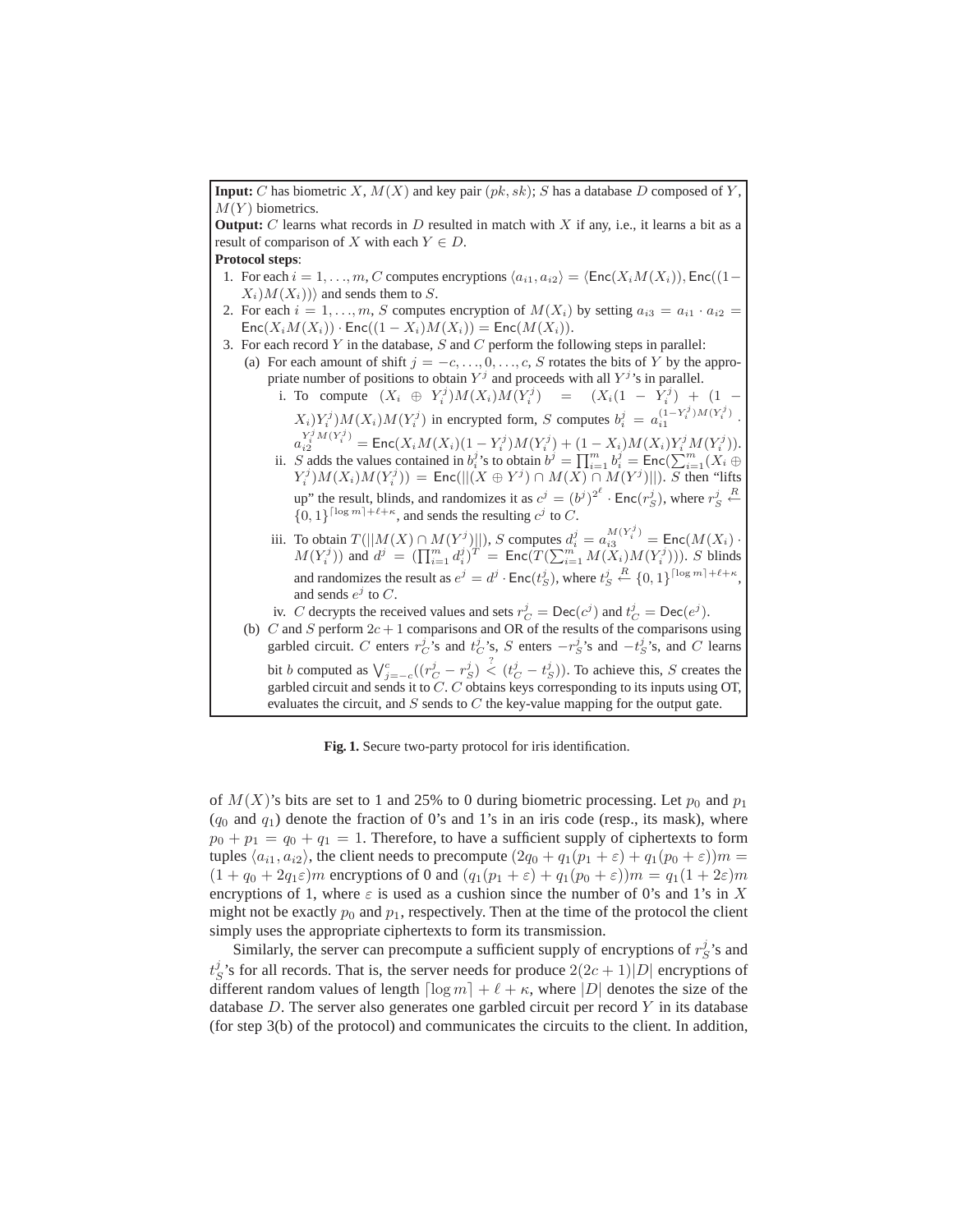**Input:** $C$ has biometric $X$, $M(X)$ and key pair $(pk, sk)$; $S$ has a database $D$ composed of $Y$, $M(Y)$ biometrics.

**Output:** $C$ learns what records in $D$ resulted in match with $X$ if any, i.e., it learns a bit as a result of comparison of $X$ with each $Y \in D$.

**Protocol steps**:

1. For each $i = 1, \ldots, m$, $C$ computes encryptions $\langle a_{i1}, a_{i2} \rangle = \langle \mathsf{Enc}(X_i M(X_i)), \mathsf{Enc}((1 - X_i)M(X_i)) \rangle$ and sends them to $S$.
2. For each $i = 1, \ldots, m$, $S$ computes encryption of $M(X_i)$ by setting $a_{i3} = a_{i1} \cdot a_{i2} = \mathsf{Enc}(X_i M(X_i)) \cdot \mathsf{Enc}((1 - X_i)M(X_i)) = \mathsf{Enc}(M(X_i))$.
3. For each record $Y$ in the database, $S$ and $C$ perform the following steps in parallel:
   (a) For each amount of shift $j = -c, \ldots, 0, \ldots, c$, $S$ rotates the bits of $Y$ by the appropriate number of positions to obtain $Y^j$ and proceeds with all $Y^j$'s in parallel.
      i. To compute $(X_i \oplus Y_i^j)M(X_i)M(Y_i^j) = (X_i(1 - Y_i^j) + (1 - X_i)Y_i^j)M(X_i)M(Y_i^j)$ in encrypted form, $S$ computes $b_i^j = a_{i1}^{(1-Y_i^j)M(Y_i^j)} \cdot a_{i2}^{Y_i^j M(Y_i^j)} = \mathsf{Enc}(X_i M(X_i)(1 - Y_i^j)M(Y_i^j) + (1 - X_i)M(X_i)Y_i^j M(Y_i^j))$.
      ii. $S$ adds the values contained in $b_i^j$'s to obtain $b^j = \prod_{i=1}^m b_i^j = \mathsf{Enc}(\sum_{i=1}^m (X_i \oplus Y_i^j)M(X_i)M(Y_i^j)) = \mathsf{Enc}(||(X \oplus Y^j) \cap M(X) \cap M(Y^j)||)$. $S$ then "lifts up" the result, blinds, and randomizes it as $c^j = (b^j)^{2^\ell} \cdot \mathsf{Enc}(r_S^j)$, where $r_S^j \overset{R}{\leftarrow} \{0,1\}^{\lceil \log m \rceil + \ell + \kappa}$, and sends the resulting $c^j$ to $C$.
      iii. To obtain $T(||M(X) \cap M(Y^j)||)$, $S$ computes $d_i^j = a_{i3}^{M(Y_i^j)} = \mathsf{Enc}(M(X_i) \cdot M(Y_i^j))$ and $d^j = (\prod_{i=1}^m d_i^j)^T = \mathsf{Enc}(T(\sum_{i=1}^m M(X_i)M(Y_i^j)))$. $S$ blinds and randomizes the result as $e^j = d^j \cdot \mathsf{Enc}(t_S^j)$, where $t_S^j \overset{R}{\leftarrow} \{0,1\}^{\lceil \log m \rceil + \ell + \kappa}$, and sends $e^j$ to $C$.
      iv. $C$ decrypts the received values and sets $r_C^j = \mathsf{Dec}(c^j)$ and $t_C^j = \mathsf{Dec}(e^j)$.
   (b) $C$ and $S$ perform $2c+1$ comparisons and OR of the results of the comparisons using garbled circuit. $C$ enters $r_C^j$'s and $t_C^j$'s, $S$ enters $-r_S^j$'s and $-t_S^j$'s, and $C$ learns bit $b$ computed as $\bigvee_{j=-c}^{c} ((r_C^j - r_S^j) \overset{?}{<} (t_C^j - t_S^j))$. To achieve this, $S$ creates the garbled circuit and sends it to $C$. $C$ obtains keys corresponding to its inputs using OT, evaluates the circuit, and $S$ sends to $C$ the key-value mapping for the output gate.

**Fig. 1.** Secure two-party protocol for iris identification.

of $M(X)$'s bits are set to 1 and 25% to 0 during biometric processing. Let $p_0$ and $p_1$ ($q_0$ and $q_1$) denote the fraction of 0's and 1's in an iris code (resp., its mask), where $p_0 + p_1 = q_0 + q_1 = 1$. Therefore, to have a sufficient supply of ciphertexts to form tuples $\langle a_{i1}, a_{i2} \rangle$, the client needs to precompute $(2q_0 + q_1(p_1 + \varepsilon) + q_1(p_0 + \varepsilon))m = (1 + q_0 + 2q_1\varepsilon)m$ encryptions of 0 and $(q_1(p_1 + \varepsilon) + q_1(p_0 + \varepsilon))m = q_1(1 + 2\varepsilon)m$ encryptions of 1, where $\varepsilon$ is used as a cushion since the number of 0's and 1's in $X$ might not be exactly $p_0$ and $p_1$, respectively. Then at the time of the protocol the client simply uses the appropriate ciphertexts to form its transmission.

Similarly, the server can precompute a sufficient supply of encryptions of $r_S^j$'s and $t_S^j$'s for all records. That is, the server needs for produce $2(2c+1)|D|$ encryptions of different random values of length $\lceil \log m \rceil + \ell + \kappa$, where $|D|$ denotes the size of the database $D$. The server also generates one garbled circuit per record $Y$ in its database (for step 3(b) of the protocol) and communicates the circuits to the client. In addition,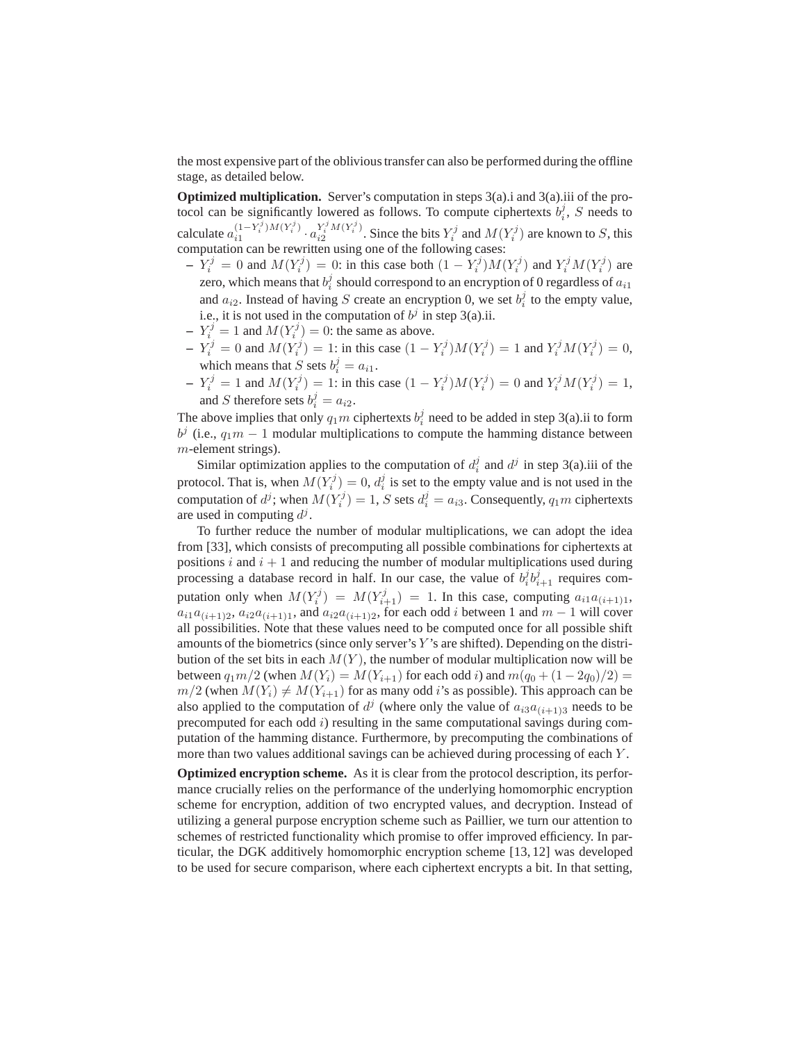the most expensive part of the oblivious transfer can also be performed during the offline stage, as detailed below.

**Optimized multiplication.** Server's computation in steps 3(a).i and 3(a).iii of the protocol can be significantly lowered as follows. To compute ciphertexts $b_i^j$, $S$ needs to calculate $a_{i1}^{(1-Y_i^j)M(Y_i^j)} \cdot a_{i2}^{Y_i^j M(Y_i^j)}$. Since the bits $Y_i^j$ and $M(Y_i^j)$ are known to $S$, this computation can be rewritten using one of the following cases:

- $Y_i^j = 0$ and $M(Y_i^j) = 0$: in this case both $(1 - Y_i^j)M(Y_i^j)$ and $Y_i^j M(Y_i^j)$ are zero, which means that $b_i^j$ should correspond to an encryption of 0 regardless of $a_{i1}$ and $a_{i2}$. Instead of having $S$ create an encryption 0, we set $b_i^j$ to the empty value, i.e., it is not used in the computation of $b^j$ in step 3(a).ii.
- $Y_i^j = 1$ and $M(Y_i^j) = 0$: the same as above.
- $Y_i^j = 0$ and $M(Y_i^j) = 1$: in this case $(1 - Y_i^j)M(Y_i^j) = 1$ and $Y_i^j M(Y_i^j) = 0$, which means that $S$ sets $b_i^j = a_{i1}$.
- $Y_i^j = 1$ and $M(Y_i^j) = 1$: in this case $(1 - Y_i^j)M(Y_i^j) = 0$ and $Y_i^j M(Y_i^j) = 1$, and $S$ therefore sets $b_i^j = a_{i2}$.

The above implies that only $q_1 m$ ciphertexts $b_i^j$ need to be added in step 3(a).ii to form $b^j$ (i.e., $q_1 m - 1$ modular multiplications to compute the hamming distance between $m$-element strings).

Similar optimization applies to the computation of $d_i^j$ and $d^j$ in step 3(a).iii of the protocol. That is, when $M(Y_i^j) = 0$, $d_i^j$ is set to the empty value and is not used in the computation of $d^j$; when $M(Y_i^j) = 1$, $S$ sets $d_i^j = a_{i3}$. Consequently, $q_1 m$ ciphertexts are used in computing $d^j$.

To further reduce the number of modular multiplications, we can adopt the idea from [33], which consists of precomputing all possible combinations for ciphertexts at positions $i$ and $i+1$ and reducing the number of modular multiplications used during processing a database record in half. In our case, the value of $b_i^j b_{i+1}^j$ requires computation only when $M(Y_i^j) = M(Y_{i+1}^j) = 1$. In this case, computing $a_{i1}a_{(i+1)1}$, $a_{i1}a_{(i+1)2}$, $a_{i2}a_{(i+1)1}$, and $a_{i2}a_{(i+1)2}$, for each odd $i$ between 1 and $m-1$ will cover all possibilities. Note that these values need to be computed once for all possible shift amounts of the biometrics (since only server's $Y$'s are shifted). Depending on the distribution of the set bits in each $M(Y)$, the number of modular multiplication now will be between $q_1 m/2$ (when $M(Y_i) = M(Y_{i+1})$ for each odd $i$) and $m(q_0 + (1 - 2q_0)/2) = m/2$ (when $M(Y_i) \neq M(Y_{i+1})$ for as many odd $i$'s as possible). This approach can be also applied to the computation of $d^j$ (where only the value of $a_{i3}a_{(i+1)3}$ needs to be precomputed for each odd $i$) resulting in the same computational savings during computation of the hamming distance. Furthermore, by precomputing the combinations of more than two values additional savings can be achieved during processing of each $Y$.

**Optimized encryption scheme.** As it is clear from the protocol description, its performance crucially relies on the performance of the underlying homomorphic encryption scheme for encryption, addition of two encrypted values, and decryption. Instead of utilizing a general purpose encryption scheme such as Paillier, we turn our attention to schemes of restricted functionality which promise to offer improved efficiency. In particular, the DGK additively homomorphic encryption scheme [13, 12] was developed to be used for secure comparison, where each ciphertext encrypts a bit. In that setting,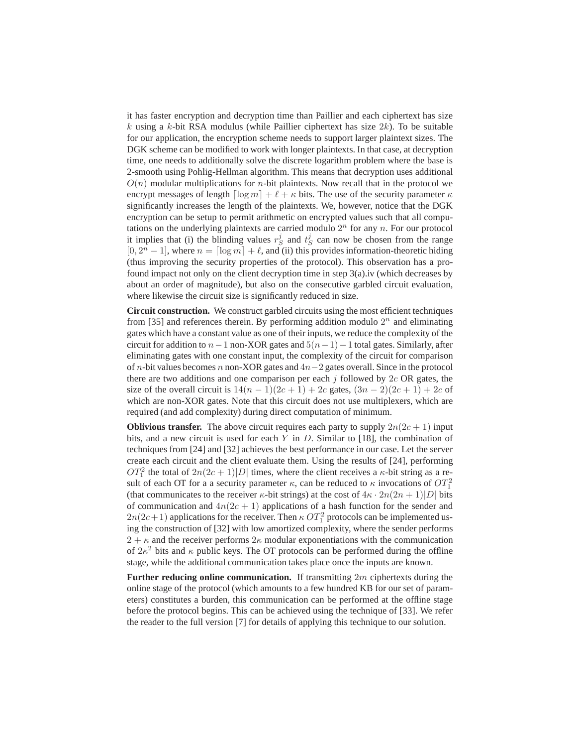it has faster encryption and decryption time than Paillier and each ciphertext has size $k$ using a $k$-bit RSA modulus (while Paillier ciphertext has size $2k$). To be suitable for our application, the encryption scheme needs to support larger plaintext sizes. The DGK scheme can be modified to work with longer plaintexts. In that case, at decryption time, one needs to additionally solve the discrete logarithm problem where the base is 2-smooth using Pohlig-Hellman algorithm. This means that decryption uses additional $O(n)$ modular multiplications for $n$-bit plaintexts. Now recall that in the protocol we encrypt messages of length $\lceil \log m \rceil + \ell + \kappa$ bits. The use of the security parameter $\kappa$ significantly increases the length of the plaintexts. We, however, notice that the DGK encryption can be setup to permit arithmetic on encrypted values such that all computations on the underlying plaintexts are carried modulo $2^n$ for any $n$. For our protocol it implies that (i) the blinding values $r_S^j$ and $t_S^j$ can now be chosen from the range $[0, 2^n - 1]$, where $n = \lceil \log m \rceil + \ell$, and (ii) this provides information-theoretic hiding (thus improving the security properties of the protocol). This observation has a profound impact not only on the client decryption time in step 3(a).iv (which decreases by about an order of magnitude), but also on the consecutive garbled circuit evaluation, where likewise the circuit size is significantly reduced in size.

**Circuit construction.** We construct garbled circuits using the most efficient techniques from [35] and references therein. By performing addition modulo $2^n$ and eliminating gates which have a constant value as one of their inputs, we reduce the complexity of the circuit for addition to $n-1$ non-XOR gates and $5(n-1)-1$ total gates. Similarly, after eliminating gates with one constant input, the complexity of the circuit for comparison of $n$-bit values becomes $n$ non-XOR gates and $4n-2$ gates overall. Since in the protocol there are two additions and one comparison per each $j$ followed by $2c$ OR gates, the size of the overall circuit is $14(n-1)(2c+1) + 2c$ gates, $(3n-2)(2c+1) + 2c$ of which are non-XOR gates. Note that this circuit does not use multiplexers, which are required (and add complexity) during direct computation of minimum.

**Oblivious transfer.** The above circuit requires each party to supply $2n(2c+1)$ input bits, and a new circuit is used for each $Y$ in $D$. Similar to [18], the combination of techniques from [24] and [32] achieves the best performance in our case. Let the server create each circuit and the client evaluate them. Using the results of [24], performing $OT_1^2$ the total of $2n(2c+1)|D|$ times, where the client receives a $\kappa$-bit string as a result of each OT for a a security parameter $\kappa$, can be reduced to $\kappa$ invocations of $OT_1^2$ (that communicates to the receiver $\kappa$-bit strings) at the cost of $4\kappa \cdot 2n(2n+1)|D|$ bits of communication and $4n(2c+1)$ applications of a hash function for the sender and $2n(2c+1)$ applications for the receiver. Then $\kappa$ $OT_1^2$ protocols can be implemented using the construction of [32] with low amortized complexity, where the sender performs $2+\kappa$ and the receiver performs $2\kappa$ modular exponentiations with the communication of $2\kappa^2$ bits and $\kappa$ public keys. The OT protocols can be performed during the offline stage, while the additional communication takes place once the inputs are known.

**Further reducing online communication.** If transmitting $2m$ ciphertexts during the online stage of the protocol (which amounts to a few hundred KB for our set of parameters) constitutes a burden, this communication can be performed at the offline stage before the protocol begins. This can be achieved using the technique of [33]. We refer the reader to the full version [7] for details of applying this technique to our solution.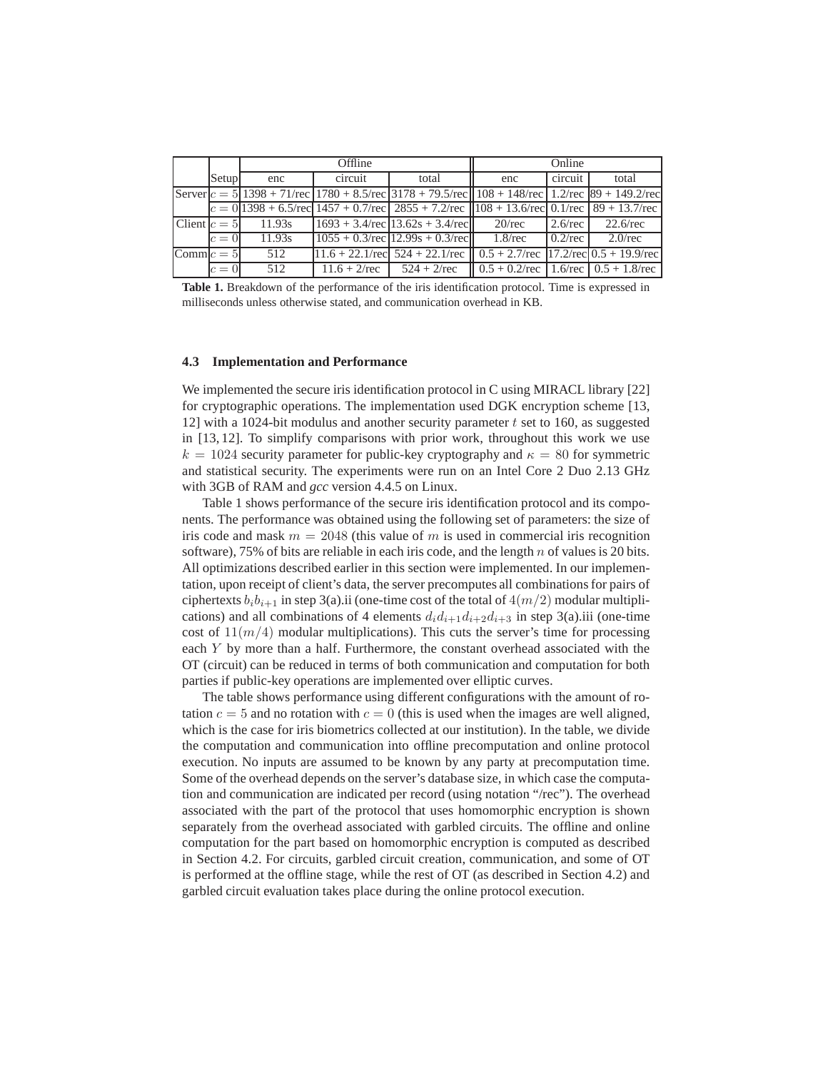| | Setup | Offline | | | Online | | |
|---|---|---|---|---|---|---|---|
| | | enc | circuit | total | enc | circuit | total |
| Server | $c = 5$ | 1398 + 71/rec | 1780 + 8.5/rec | 3178 + 79.5/rec | 108 + 148/rec | 1.2/rec | 89 + 149.2/rec |
| | $c = 0$ | 1398 + 6.5/rec | 1457 + 0.7/rec | 2855 + 7.2/rec | 108 + 13.6/rec | 0.1/rec | 89 + 13.7/rec |
| Client | $c = 5$ | 11.93s | 1693 + 3.4/rec | 13.62s + 3.4/rec | 20/rec | 2.6/rec | 22.6/rec |
| | $c = 0$ | 11.93s | 1055 + 0.3/rec | 12.99s + 0.3/rec | 1.8/rec | 0.2/rec | 2.0/rec |
| Comm | $c = 5$ | 512 | 11.6 + 22.1/rec | 524 + 22.1/rec | 0.5 + 2.7/rec | 17.2/rec | 0.5 + 19.9/rec |
| | $c = 0$ | 512 | 11.6 + 2/rec | 524 + 2/rec | 0.5 + 0.2/rec | 1.6/rec | 0.5 + 1.8/rec |

**Table 1.** Breakdown of the performance of the iris identification protocol. Time is expressed in milliseconds unless otherwise stated, and communication overhead in KB.

### 4.3 Implementation and Performance

We implemented the secure iris identification protocol in C using MIRACL library [22] for cryptographic operations. The implementation used DGK encryption scheme [13, 12] with a 1024-bit modulus and another security parameter $t$ set to 160, as suggested in [13, 12]. To simplify comparisons with prior work, throughout this work we use $k = 1024$ security parameter for public-key cryptography and $\kappa = 80$ for symmetric and statistical security. The experiments were run on an Intel Core 2 Duo 2.13 GHz with 3GB of RAM and *gcc* version 4.4.5 on Linux.

Table 1 shows performance of the secure iris identification protocol and its components. The performance was obtained using the following set of parameters: the size of iris code and mask $m = 2048$ (this value of $m$ is used in commercial iris recognition software), 75% of bits are reliable in each iris code, and the length $n$ of values is 20 bits. All optimizations described earlier in this section were implemented. In our implementation, upon receipt of client's data, the server precomputes all combinations for pairs of ciphertexts $b_i b_{i+1}$ in step 3(a).ii (one-time cost of the total of $4(m/2)$ modular multiplications) and all combinations of 4 elements $d_i d_{i+1} d_{i+2} d_{i+3}$ in step 3(a).iii (one-time cost of $11(m/4)$ modular multiplications). This cuts the server's time for processing each $Y$ by more than a half. Furthermore, the constant overhead associated with the OT (circuit) can be reduced in terms of both communication and computation for both parties if public-key operations are implemented over elliptic curves.

The table shows performance using different configurations with the amount of rotation $c = 5$ and no rotation with $c = 0$ (this is used when the images are well aligned, which is the case for iris biometrics collected at our institution). In the table, we divide the computation and communication into offline precomputation and online protocol execution. No inputs are assumed to be known by any party at precomputation time. Some of the overhead depends on the server's database size, in which case the computation and communication are indicated per record (using notation "/rec"). The overhead associated with the part of the protocol that uses homomorphic encryption is shown separately from the overhead associated with garbled circuits. The offline and online computation for the part based on homomorphic encryption is computed as described in Section 4.2. For circuits, garbled circuit creation, communication, and some of OT is performed at the offline stage, while the rest of OT (as described in Section 4.2) and garbled circuit evaluation takes place during the online protocol execution.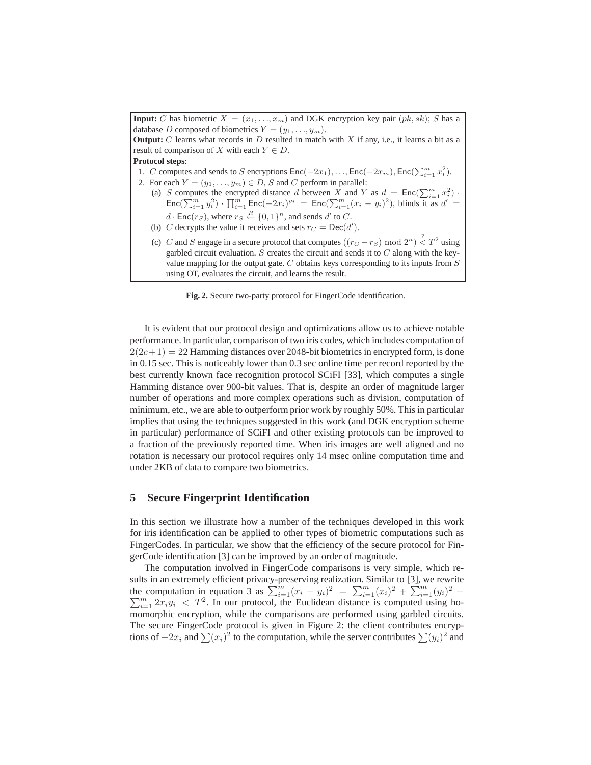**Input:** $C$ has biometric $X = (x_1, \ldots, x_m)$ and DGK encryption key pair $(pk, sk)$; $S$ has a database $D$ composed of biometrics $Y = (y_1, \ldots, y_m)$.

**Output:** $C$ learns what records in $D$ resulted in match with $X$ if any, i.e., it learns a bit as a result of comparison of $X$ with each $Y \in D$.

**Protocol steps**:

1. $C$ computes and sends to $S$ encryptions $\mathsf{Enc}(-2x_1), \ldots, \mathsf{Enc}(-2x_m), \mathsf{Enc}(\sum_{i=1}^{m} x_i^2)$.
2. For each $Y = (y_1, \ldots, y_m) \in D$, $S$ and $C$ perform in parallel:
   (a) $S$ computes the encrypted distance $d$ between $X$ and $Y$ as $d = \mathsf{Enc}(\sum_{i=1}^{m} x_i^2) \cdot \mathsf{Enc}(\sum_{i=1}^{m} y_i^2) \cdot \prod_{i=1}^{m} \mathsf{Enc}(-2x_i)^{y_i} = \mathsf{Enc}(\sum_{i=1}^{m}(x_i - y_i)^2)$, blinds it as $d' = d \cdot \mathsf{Enc}(r_S)$, where $r_S \stackrel{R}{\leftarrow} \{0,1\}^n$, and sends $d'$ to $C$.
   (b) $C$ decrypts the value it receives and sets $r_C = \mathsf{Dec}(d')$.
   (c) $C$ and $S$ engage in a secure protocol that computes $((r_C - r_S) \bmod 2^n) \stackrel{?}{<} T^2$ using garbled circuit evaluation. $S$ creates the circuit and sends it to $C$ along with the key-value mapping for the output gate. $C$ obtains keys corresponding to its inputs from $S$ using OT, evaluates the circuit, and learns the result.

**Fig. 2.** Secure two-party protocol for FingerCode identification.

It is evident that our protocol design and optimizations allow us to achieve notable performance. In particular, comparison of two iris codes, which includes computation of $2(2c+1) = 22$ Hamming distances over 2048-bit biometrics in encrypted form, is done in 0.15 sec. This is noticeably lower than 0.3 sec online time per record reported by the best currently known face recognition protocol SCiFI [33], which computes a single Hamming distance over 900-bit values. That is, despite an order of magnitude larger number of operations and more complex operations such as division, computation of minimum, etc., we are able to outperform prior work by roughly 50%. This in particular implies that using the techniques suggested in this work (and DGK encryption scheme in particular) performance of SCiFI and other existing protocols can be improved to a fraction of the previously reported time. When iris images are well aligned and no rotation is necessary our protocol requires only 14 msec online computation time and under 2KB of data to compare two biometrics.

## 5 Secure Fingerprint Identification

In this section we illustrate how a number of the techniques developed in this work for iris identification can be applied to other types of biometric computations such as FingerCodes. In particular, we show that the efficiency of the secure protocol for FingerCode identification [3] can be improved by an order of magnitude.

The computation involved in FingerCode comparisons is very simple, which results in an extremely efficient privacy-preserving realization. Similar to [3], we rewrite the computation in equation 3 as $\sum_{i=1}^{m}(x_i - y_i)^2 = \sum_{i=1}^{m}(x_i)^2 + \sum_{i=1}^{m}(y_i)^2 - \sum_{i=1}^{m} 2x_i y_i < T^2$. In our protocol, the Euclidean distance is computed using homomorphic encryption, while the comparisons are performed using garbled circuits. The secure FingerCode protocol is given in Figure 2: the client contributes encryptions of $-2x_i$ and $\sum(x_i)^2$ to the computation, while the server contributes $\sum(y_i)^2$ and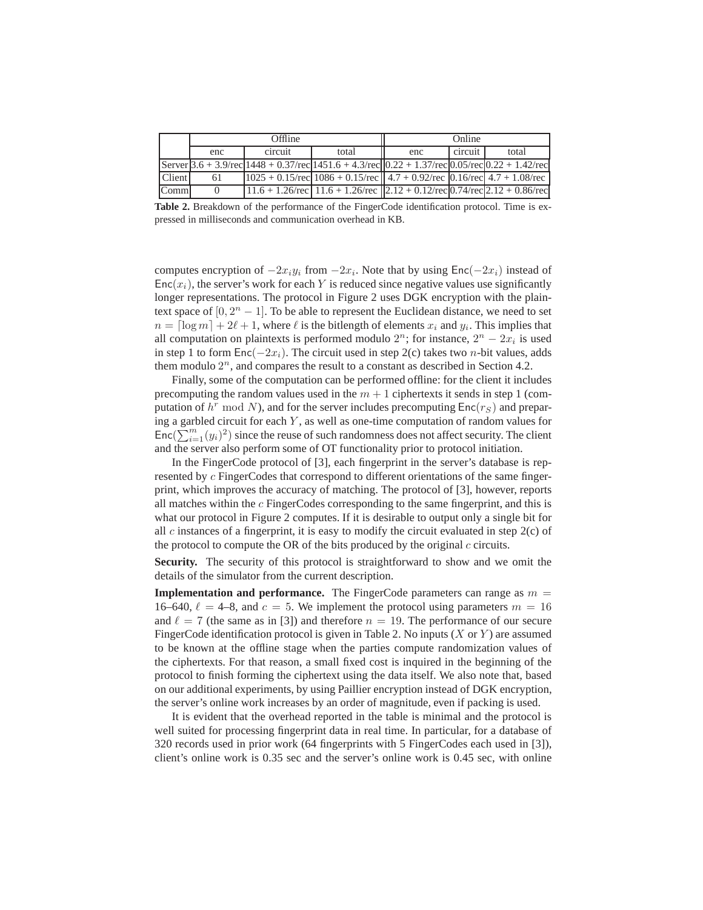| | Offline | | | Online | | |
|---|---|---|---|---|---|---|
| | enc | circuit | total | enc | circuit | total |
| Server | 3.6 + 3.9/rec | 1448 + 0.37/rec | 1451.6 + 4.3/rec | 0.22 + 1.37/rec | 0.05/rec | 0.22 + 1.42/rec |
| Client | 61 | 1025 + 0.15/rec | 1086 + 0.15/rec | 4.7 + 0.92/rec | 0.16/rec | 4.7 + 1.08/rec |
| Comm | 0 | 11.6 + 1.26/rec | 11.6 + 1.26/rec | 2.12 + 0.12/rec | 0.74/rec | 2.12 + 0.86/rec |

**Table 2.** Breakdown of the performance of the FingerCode identification protocol. Time is expressed in milliseconds and communication overhead in KB.

computes encryption of $-2x_iy_i$ from $-2x_i$. Note that by using $\mathsf{Enc}(-2x_i)$ instead of $\mathsf{Enc}(x_i)$, the server's work for each $Y$ is reduced since negative values use significantly longer representations. The protocol in Figure 2 uses DGK encryption with the plaintext space of $[0, 2^n - 1]$. To be able to represent the Euclidean distance, we need to set $n = \lceil \log m \rceil + 2\ell + 1$, where $\ell$ is the bitlength of elements $x_i$ and $y_i$. This implies that all computation on plaintexts is performed modulo $2^n$; for instance, $2^n - 2x_i$ is used in step 1 to form $\mathsf{Enc}(-2x_i)$. The circuit used in step 2(c) takes two $n$-bit values, adds them modulo $2^n$, and compares the result to a constant as described in Section 4.2.

Finally, some of the computation can be performed offline: for the client it includes precomputing the random values used in the $m+1$ ciphertexts it sends in step 1 (computation of $h^r \bmod N$), and for the server includes precomputing $\mathsf{Enc}(r_S)$ and preparing a garbled circuit for each $Y$, as well as one-time computation of random values for $\mathsf{Enc}(\sum_{i=1}^{m}(y_i)^2)$ since the reuse of such randomness does not affect security. The client and the server also perform some of OT functionality prior to protocol initiation.

In the FingerCode protocol of [3], each fingerprint in the server's database is represented by $c$ FingerCodes that correspond to different orientations of the same fingerprint, which improves the accuracy of matching. The protocol of [3], however, reports all matches within the $c$ FingerCodes corresponding to the same fingerprint, and this is what our protocol in Figure 2 computes. If it is desirable to output only a single bit for all $c$ instances of a fingerprint, it is easy to modify the circuit evaluated in step 2(c) of the protocol to compute the OR of the bits produced by the original $c$ circuits.

**Security.** The security of this protocol is straightforward to show and we omit the details of the simulator from the current description.

**Implementation and performance.** The FingerCode parameters can range as $m =$ 16–640, $\ell =$ 4–8, and $c = 5$. We implement the protocol using parameters $m = 16$ and $\ell = 7$ (the same as in [3]) and therefore $n = 19$. The performance of our secure FingerCode identification protocol is given in Table 2. No inputs ($X$ or $Y$) are assumed to be known at the offline stage when the parties compute randomization values of the ciphertexts. For that reason, a small fixed cost is inquired in the beginning of the protocol to finish forming the ciphertext using the data itself. We also note that, based on our additional experiments, by using Paillier encryption instead of DGK encryption, the server's online work increases by an order of magnitude, even if packing is used.

It is evident that the overhead reported in the table is minimal and the protocol is well suited for processing fingerprint data in real time. In particular, for a database of 320 records used in prior work (64 fingerprints with 5 FingerCodes each used in [3]), client's online work is 0.35 sec and the server's online work is 0.45 sec, with online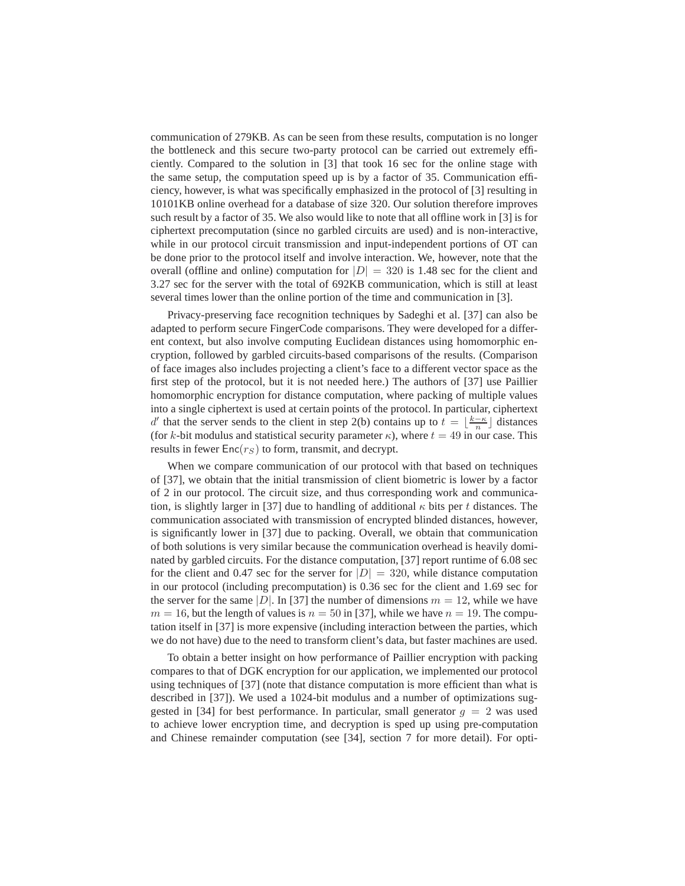communication of 279KB. As can be seen from these results, computation is no longer the bottleneck and this secure two-party protocol can be carried out extremely efficiently. Compared to the solution in [3] that took 16 sec for the online stage with the same setup, the computation speed up is by a factor of 35. Communication efficiency, however, is what was specifically emphasized in the protocol of [3] resulting in 10101KB online overhead for a database of size 320. Our solution therefore improves such result by a factor of 35. We also would like to note that all offline work in [3] is for ciphertext precomputation (since no garbled circuits are used) and is non-interactive, while in our protocol circuit transmission and input-independent portions of OT can be done prior to the protocol itself and involve interaction. We, however, note that the overall (offline and online) computation for $|D| = 320$ is 1.48 sec for the client and 3.27 sec for the server with the total of 692KB communication, which is still at least several times lower than the online portion of the time and communication in [3].

Privacy-preserving face recognition techniques by Sadeghi et al. [37] can also be adapted to perform secure FingerCode comparisons. They were developed for a different context, but also involve computing Euclidean distances using homomorphic encryption, followed by garbled circuits-based comparisons of the results. (Comparison of face images also includes projecting a client's face to a different vector space as the first step of the protocol, but it is not needed here.) The authors of [37] use Paillier homomorphic encryption for distance computation, where packing of multiple values into a single ciphertext is used at certain points of the protocol. In particular, ciphertext $d'$ that the server sends to the client in step 2(b) contains up to $t = \lfloor \frac{k-\kappa}{n} \rfloor$ distances (for $k$-bit modulus and statistical security parameter $\kappa$), where $t = 49$ in our case. This results in fewer $\mathsf{Enc}(r_S)$ to form, transmit, and decrypt.

When we compare communication of our protocol with that based on techniques of [37], we obtain that the initial transmission of client biometric is lower by a factor of 2 in our protocol. The circuit size, and thus corresponding work and communication, is slightly larger in [37] due to handling of additional $\kappa$ bits per $t$ distances. The communication associated with transmission of encrypted blinded distances, however, is significantly lower in [37] due to packing. Overall, we obtain that communication of both solutions is very similar because the communication overhead is heavily dominated by garbled circuits. For the distance computation, [37] report runtime of 6.08 sec for the client and 0.47 sec for the server for $|D| = 320$, while distance computation in our protocol (including precomputation) is 0.36 sec for the client and 1.69 sec for the server for the same $|D|$. In [37] the number of dimensions $m = 12$, while we have $m = 16$, but the length of values is $n = 50$ in [37], while we have $n = 19$. The computation itself in [37] is more expensive (including interaction between the parties, which we do not have) due to the need to transform client's data, but faster machines are used.

To obtain a better insight on how performance of Paillier encryption with packing compares to that of DGK encryption for our application, we implemented our protocol using techniques of [37] (note that distance computation is more efficient than what is described in [37]). We used a 1024-bit modulus and a number of optimizations suggested in [34] for best performance. In particular, small generator $g = 2$ was used to achieve lower encryption time, and decryption is sped up using pre-computation and Chinese remainder computation (see [34], section 7 for more detail). For opti-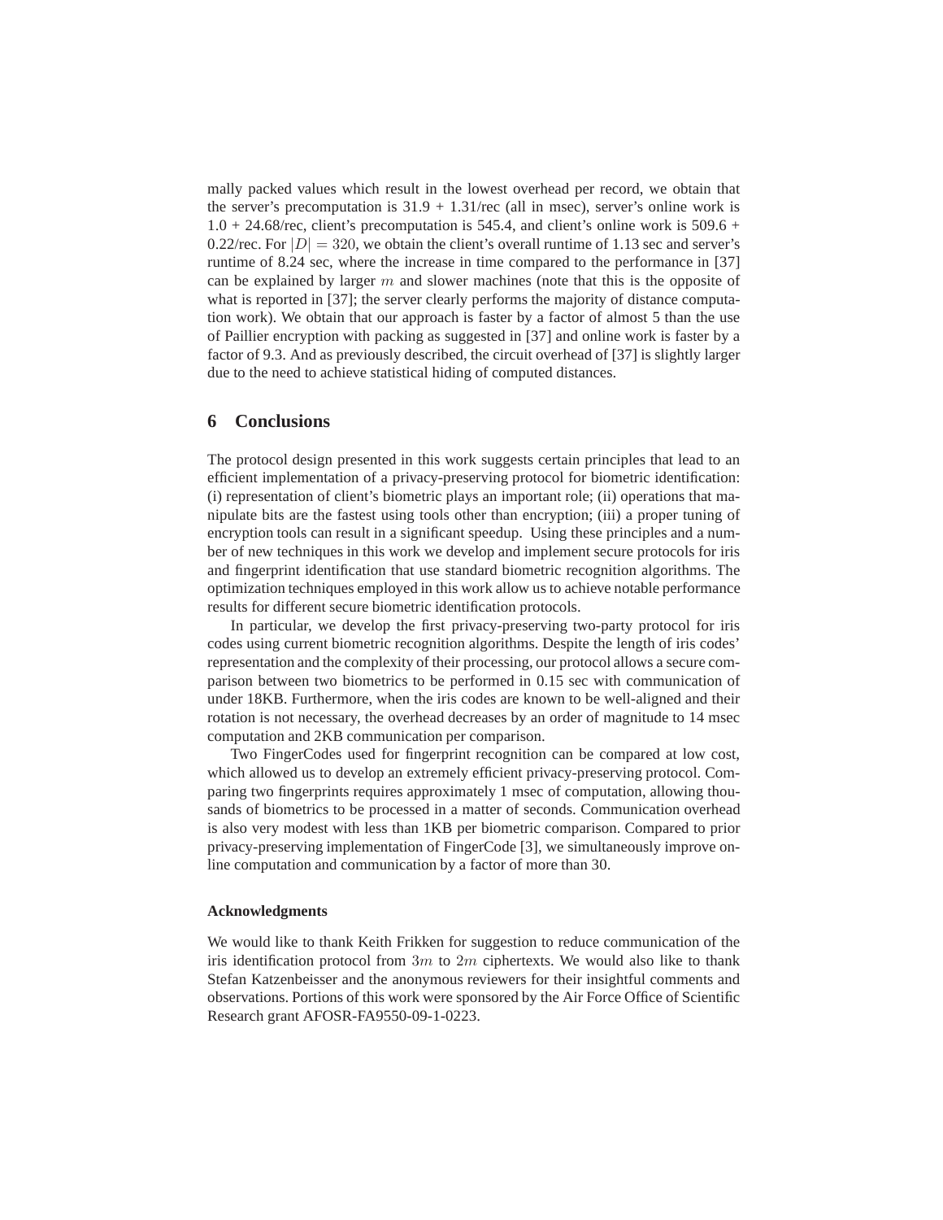mally packed values which result in the lowest overhead per record, we obtain that the server's precomputation is 31.9 + 1.31/rec (all in msec), server's online work is 1.0 + 24.68/rec, client's precomputation is 545.4, and client's online work is 509.6 + 0.22/rec. For $|D| = 320$, we obtain the client's overall runtime of 1.13 sec and server's runtime of 8.24 sec, where the increase in time compared to the performance in [37] can be explained by larger $m$ and slower machines (note that this is the opposite of what is reported in [37]; the server clearly performs the majority of distance computation work). We obtain that our approach is faster by a factor of almost 5 than the use of Paillier encryption with packing as suggested in [37] and online work is faster by a factor of 9.3. And as previously described, the circuit overhead of [37] is slightly larger due to the need to achieve statistical hiding of computed distances.

## 6 Conclusions

The protocol design presented in this work suggests certain principles that lead to an efficient implementation of a privacy-preserving protocol for biometric identification: (i) representation of client's biometric plays an important role; (ii) operations that manipulate bits are the fastest using tools other than encryption; (iii) a proper tuning of encryption tools can result in a significant speedup. Using these principles and a number of new techniques in this work we develop and implement secure protocols for iris and fingerprint identification that use standard biometric recognition algorithms. The optimization techniques employed in this work allow us to achieve notable performance results for different secure biometric identification protocols.

In particular, we develop the first privacy-preserving two-party protocol for iris codes using current biometric recognition algorithms. Despite the length of iris codes' representation and the complexity of their processing, our protocol allows a secure comparison between two biometrics to be performed in 0.15 sec with communication of under 18KB. Furthermore, when the iris codes are known to be well-aligned and their rotation is not necessary, the overhead decreases by an order of magnitude to 14 msec computation and 2KB communication per comparison.

Two FingerCodes used for fingerprint recognition can be compared at low cost, which allowed us to develop an extremely efficient privacy-preserving protocol. Comparing two fingerprints requires approximately 1 msec of computation, allowing thousands of biometrics to be processed in a matter of seconds. Communication overhead is also very modest with less than 1KB per biometric comparison. Compared to prior privacy-preserving implementation of FingerCode [3], we simultaneously improve online computation and communication by a factor of more than 30.

#### Acknowledgments

We would like to thank Keith Frikken for suggestion to reduce communication of the iris identification protocol from $3m$ to $2m$ ciphertexts. We would also like to thank Stefan Katzenbeisser and the anonymous reviewers for their insightful comments and observations. Portions of this work were sponsored by the Air Force Office of Scientific Research grant AFOSR-FA9550-09-1-0223.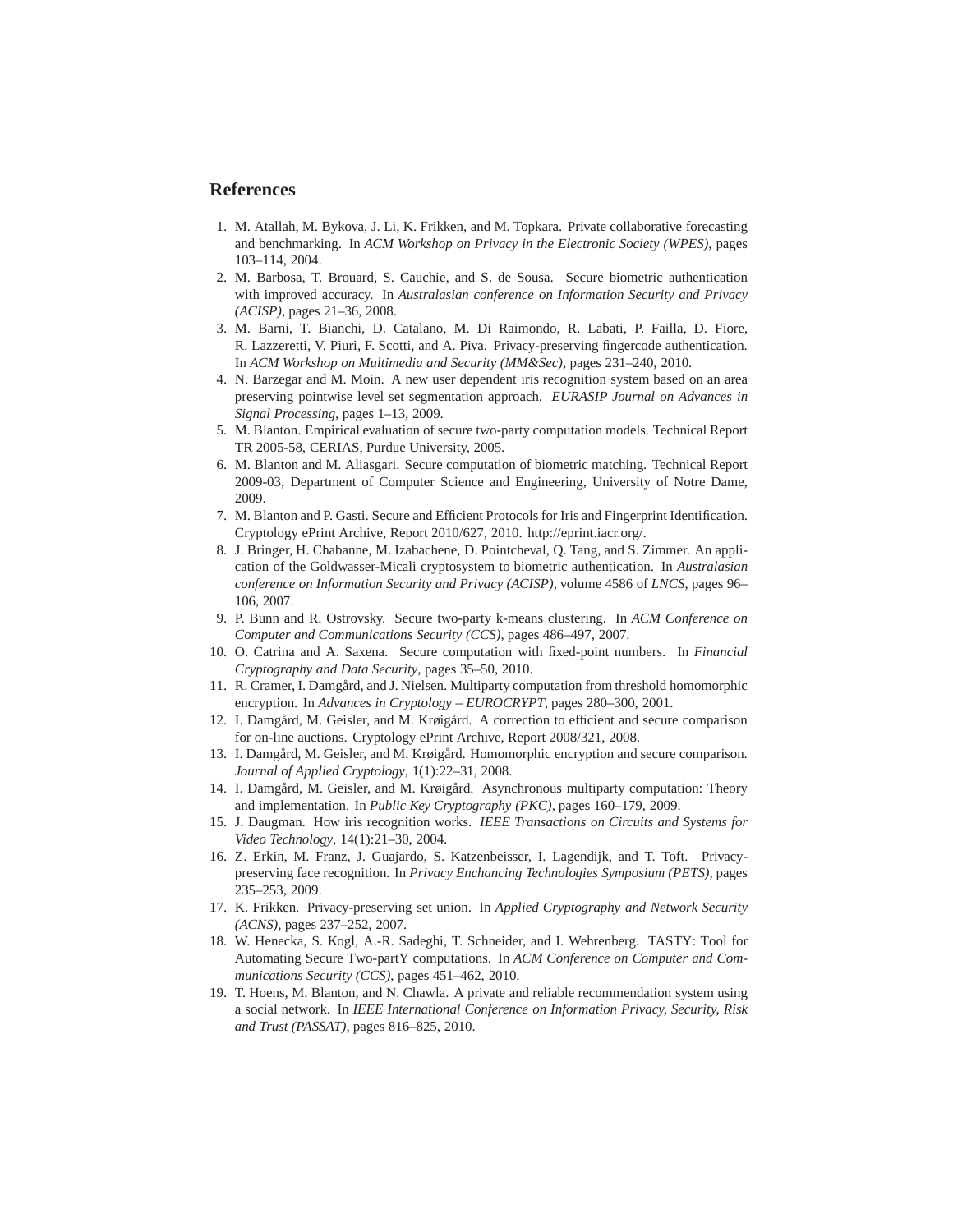## References

1. M. Atallah, M. Bykova, J. Li, K. Frikken, and M. Topkara. Private collaborative forecasting and benchmarking. In *ACM Workshop on Privacy in the Electronic Society (WPES)*, pages 103–114, 2004.
2. M. Barbosa, T. Brouard, S. Cauchie, and S. de Sousa. Secure biometric authentication with improved accuracy. In *Australasian conference on Information Security and Privacy (ACISP)*, pages 21–36, 2008.
3. M. Barni, T. Bianchi, D. Catalano, M. Di Raimondo, R. Labati, P. Failla, D. Fiore, R. Lazzeretti, V. Piuri, F. Scotti, and A. Piva. Privacy-preserving fingercode authentication. In *ACM Workshop on Multimedia and Security (MM&Sec)*, pages 231–240, 2010.
4. N. Barzegar and M. Moin. A new user dependent iris recognition system based on an area preserving pointwise level set segmentation approach. *EURASIP Journal on Advances in Signal Processing*, pages 1–13, 2009.
5. M. Blanton. Empirical evaluation of secure two-party computation models. Technical Report TR 2005-58, CERIAS, Purdue University, 2005.
6. M. Blanton and M. Aliasgari. Secure computation of biometric matching. Technical Report 2009-03, Department of Computer Science and Engineering, University of Notre Dame, 2009.
7. M. Blanton and P. Gasti. Secure and Efficient Protocols for Iris and Fingerprint Identification. Cryptology ePrint Archive, Report 2010/627, 2010. http://eprint.iacr.org/.
8. J. Bringer, H. Chabanne, M. Izabachene, D. Pointcheval, Q. Tang, and S. Zimmer. An application of the Goldwasser-Micali cryptosystem to biometric authentication. In *Australasian conference on Information Security and Privacy (ACISP)*, volume 4586 of *LNCS*, pages 96–106, 2007.
9. P. Bunn and R. Ostrovsky. Secure two-party k-means clustering. In *ACM Conference on Computer and Communications Security (CCS)*, pages 486–497, 2007.
10. O. Catrina and A. Saxena. Secure computation with fixed-point numbers. In *Financial Cryptography and Data Security*, pages 35–50, 2010.
11. R. Cramer, I. Damgård, and J. Nielsen. Multiparty computation from threshold homomorphic encryption. In *Advances in Cryptology – EUROCRYPT*, pages 280–300, 2001.
12. I. Damgård, M. Geisler, and M. Krøigård. A correction to efficient and secure comparison for on-line auctions. Cryptology ePrint Archive, Report 2008/321, 2008.
13. I. Damgård, M. Geisler, and M. Krøigård. Homomorphic encryption and secure comparison. *Journal of Applied Cryptology*, 1(1):22–31, 2008.
14. I. Damgård, M. Geisler, and M. Krøigård. Asynchronous multiparty computation: Theory and implementation. In *Public Key Cryptography (PKC)*, pages 160–179, 2009.
15. J. Daugman. How iris recognition works. *IEEE Transactions on Circuits and Systems for Video Technology*, 14(1):21–30, 2004.
16. Z. Erkin, M. Franz, J. Guajardo, S. Katzenbeisser, I. Lagendijk, and T. Toft. Privacy-preserving face recognition. In *Privacy Enchancing Technologies Symposium (PETS)*, pages 235–253, 2009.
17. K. Frikken. Privacy-preserving set union. In *Applied Cryptography and Network Security (ACNS)*, pages 237–252, 2007.
18. W. Henecka, S. Kogl, A.-R. Sadeghi, T. Schneider, and I. Wehrenberg. TASTY: Tool for Automating Secure Two-partY computations. In *ACM Conference on Computer and Communications Security (CCS)*, pages 451–462, 2010.
19. T. Hoens, M. Blanton, and N. Chawla. A private and reliable recommendation system using a social network. In *IEEE International Conference on Information Privacy, Security, Risk and Trust (PASSAT)*, pages 816–825, 2010.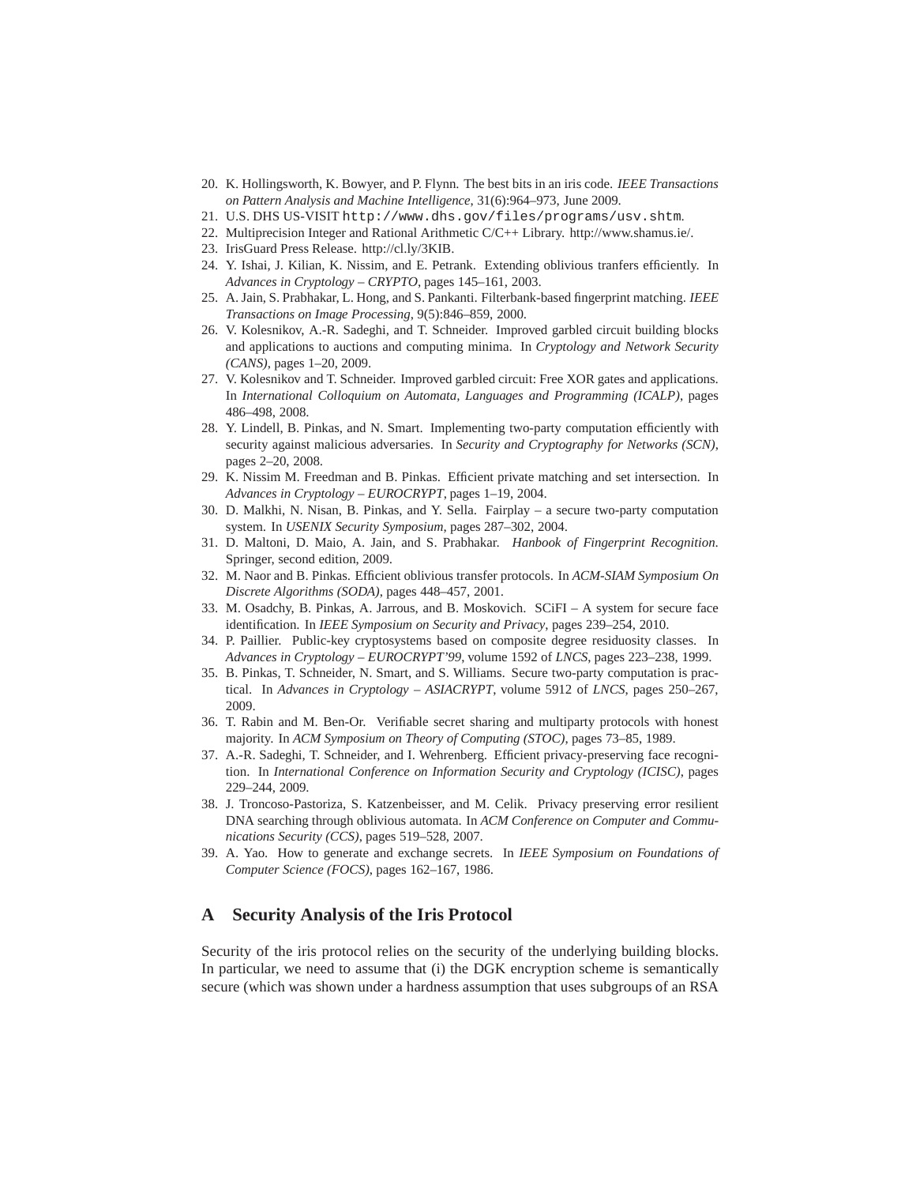20. K. Hollingsworth, K. Bowyer, and P. Flynn. The best bits in an iris code. *IEEE Transactions on Pattern Analysis and Machine Intelligence*, 31(6):964–973, June 2009.
21. U.S. DHS US-VISIT `http://www.dhs.gov/files/programs/usv.shtm`.
22. Multiprecision Integer and Rational Arithmetic C/C++ Library. http://www.shamus.ie/.
23. IrisGuard Press Release. http://cl.ly/3KIB.
24. Y. Ishai, J. Kilian, K. Nissim, and E. Petrank. Extending oblivious tranfers efficiently. In *Advances in Cryptology – CRYPTO*, pages 145–161, 2003.
25. A. Jain, S. Prabhakar, L. Hong, and S. Pankanti. Filterbank-based fingerprint matching. *IEEE Transactions on Image Processing*, 9(5):846–859, 2000.
26. V. Kolesnikov, A.-R. Sadeghi, and T. Schneider. Improved garbled circuit building blocks and applications to auctions and computing minima. In *Cryptology and Network Security (CANS)*, pages 1–20, 2009.
27. V. Kolesnikov and T. Schneider. Improved garbled circuit: Free XOR gates and applications. In *International Colloquium on Automata, Languages and Programming (ICALP)*, pages 486–498, 2008.
28. Y. Lindell, B. Pinkas, and N. Smart. Implementing two-party computation efficiently with security against malicious adversaries. In *Security and Cryptography for Networks (SCN)*, pages 2–20, 2008.
29. K. Nissim M. Freedman and B. Pinkas. Efficient private matching and set intersection. In *Advances in Cryptology – EUROCRYPT*, pages 1–19, 2004.
30. D. Malkhi, N. Nisan, B. Pinkas, and Y. Sella. Fairplay – a secure two-party computation system. In *USENIX Security Symposium*, pages 287–302, 2004.
31. D. Maltoni, D. Maio, A. Jain, and S. Prabhakar. *Hanbook of Fingerprint Recognition*. Springer, second edition, 2009.
32. M. Naor and B. Pinkas. Efficient oblivious transfer protocols. In *ACM-SIAM Symposium On Discrete Algorithms (SODA)*, pages 448–457, 2001.
33. M. Osadchy, B. Pinkas, A. Jarrous, and B. Moskovich. SCiFI – A system for secure face identification. In *IEEE Symposium on Security and Privacy*, pages 239–254, 2010.
34. P. Paillier. Public-key cryptosystems based on composite degree residuosity classes. In *Advances in Cryptology – EUROCRYPT'99*, volume 1592 of *LNCS*, pages 223–238, 1999.
35. B. Pinkas, T. Schneider, N. Smart, and S. Williams. Secure two-party computation is practical. In *Advances in Cryptology – ASIACRYPT*, volume 5912 of *LNCS*, pages 250–267, 2009.
36. T. Rabin and M. Ben-Or. Verifiable secret sharing and multiparty protocols with honest majority. In *ACM Symposium on Theory of Computing (STOC)*, pages 73–85, 1989.
37. A.-R. Sadeghi, T. Schneider, and I. Wehrenberg. Efficient privacy-preserving face recognition. In *International Conference on Information Security and Cryptology (ICISC)*, pages 229–244, 2009.
38. J. Troncoso-Pastoriza, S. Katzenbeisser, and M. Celik. Privacy preserving error resilient DNA searching through oblivious automata. In *ACM Conference on Computer and Communications Security (CCS)*, pages 519–528, 2007.
39. A. Yao. How to generate and exchange secrets. In *IEEE Symposium on Foundations of Computer Science (FOCS)*, pages 162–167, 1986.

## A Security Analysis of the Iris Protocol

Security of the iris protocol relies on the security of the underlying building blocks. In particular, we need to assume that (i) the DGK encryption scheme is semantically secure (which was shown under a hardness assumption that uses subgroups of an RSA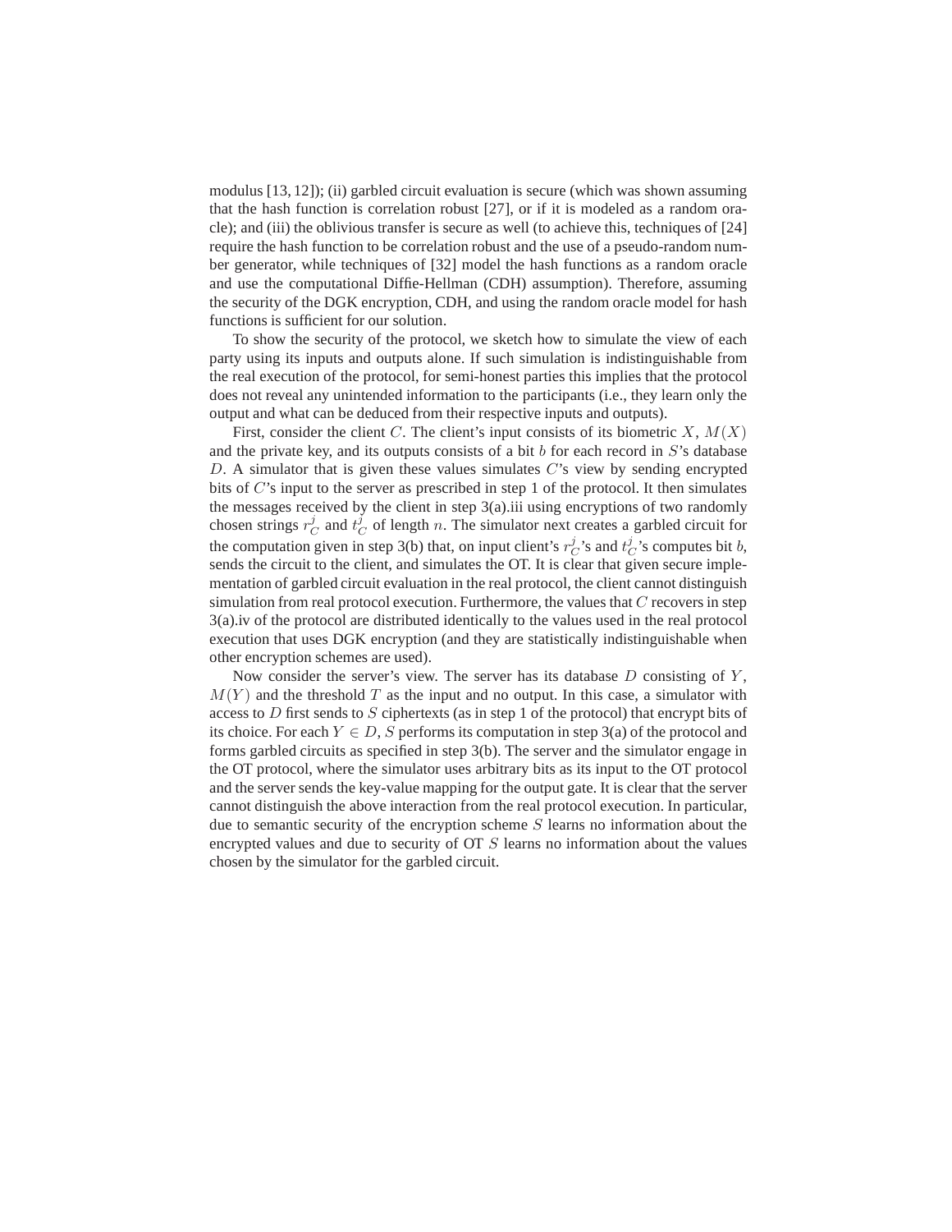modulus [13, 12]); (ii) garbled circuit evaluation is secure (which was shown assuming that the hash function is correlation robust [27], or if it is modeled as a random oracle); and (iii) the oblivious transfer is secure as well (to achieve this, techniques of [24] require the hash function to be correlation robust and the use of a pseudo-random number generator, while techniques of [32] model the hash functions as a random oracle and use the computational Diffie-Hellman (CDH) assumption). Therefore, assuming the security of the DGK encryption, CDH, and using the random oracle model for hash functions is sufficient for our solution.

To show the security of the protocol, we sketch how to simulate the view of each party using its inputs and outputs alone. If such simulation is indistinguishable from the real execution of the protocol, for semi-honest parties this implies that the protocol does not reveal any unintended information to the participants (i.e., they learn only the output and what can be deduced from their respective inputs and outputs).

First, consider the client $C$. The client's input consists of its biometric $X$, $M(X)$ and the private key, and its outputs consists of a bit $b$ for each record in $S$'s database $D$. A simulator that is given these values simulates $C$'s view by sending encrypted bits of $C$'s input to the server as prescribed in step 1 of the protocol. It then simulates the messages received by the client in step 3(a).iii using encryptions of two randomly chosen strings $r_C^j$ and $t_C^j$ of length $n$. The simulator next creates a garbled circuit for the computation given in step 3(b) that, on input client's $r_C^j$'s and $t_C^j$'s computes bit $b$, sends the circuit to the client, and simulates the OT. It is clear that given secure implementation of garbled circuit evaluation in the real protocol, the client cannot distinguish simulation from real protocol execution. Furthermore, the values that $C$ recovers in step 3(a).iv of the protocol are distributed identically to the values used in the real protocol execution that uses DGK encryption (and they are statistically indistinguishable when other encryption schemes are used).

Now consider the server's view. The server has its database $D$ consisting of $Y$, $M(Y)$ and the threshold $T$ as the input and no output. In this case, a simulator with access to $D$ first sends to $S$ ciphertexts (as in step 1 of the protocol) that encrypt bits of its choice. For each $Y \in D$, $S$ performs its computation in step 3(a) of the protocol and forms garbled circuits as specified in step 3(b). The server and the simulator engage in the OT protocol, where the simulator uses arbitrary bits as its input to the OT protocol and the server sends the key-value mapping for the output gate. It is clear that the server cannot distinguish the above interaction from the real protocol execution. In particular, due to semantic security of the encryption scheme $S$ learns no information about the encrypted values and due to security of OT $S$ learns no information about the values chosen by the simulator for the garbled circuit.